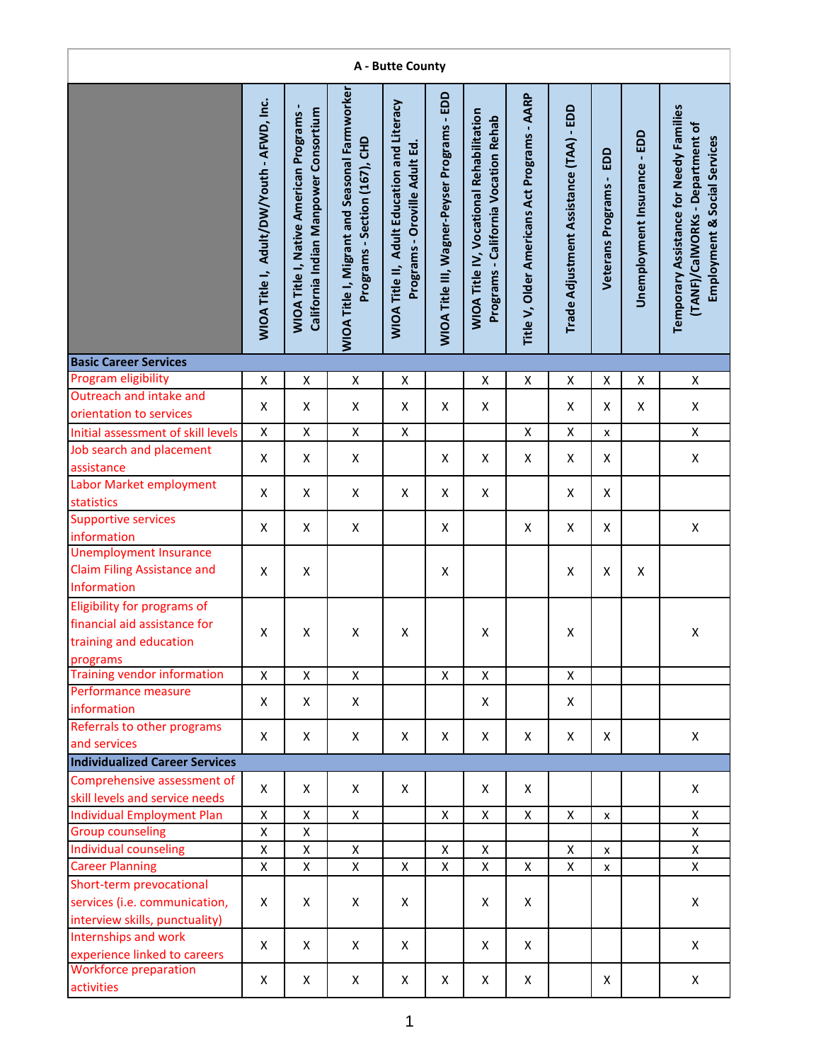## A - Butte County

| | WIOA Title I, Adult/DW/Youth - AFWD, Inc. | WIOA Title I, Native American Programs - California Indian Manpower Consortium | WIOA Title I, Migrant and Seasonal Farmworker Programs - Section (167), CHD | WIOA Title II, Adult Education and Literacy Programs - Oroville Adult Ed. | WIOA Title III, Wagner-Peyser Programs - EDD | WIOA Title IV, Vocational Rehabilitation Programs - California Vocation Rehab | Title V, Older Americans Act Programs - AARP | Trade Adjustment Assistance (TAA) - EDD | Veterans Programs - EDD | Unemployment Insurance - EDD | Temporary Assistance for Needy Families (TANF)/CalWORKs - Department of Employment & Social Services |
|---|---|---|---|---|---|---|---|---|---|---|---|
| **Basic Career Services** | | | | | | | | | | | |
| Program eligibility | X | X | X | X | | X | X | X | X | X | X |
| Outreach and intake and orientation to services | X | X | X | X | X | X | | X | X | X | X |
| Initial assessment of skill levels | X | X | X | X | | | X | X | x | | X |
| Job search and placement assistance | X | X | X | | X | X | X | X | X | | X |
| Labor Market employment statistics | X | X | X | X | X | X | | X | X | | |
| Supportive services information | X | X | X | | X | | X | X | X | | X |
| Unemployment Insurance Claim Filing Assistance and Information | X | X | | | X | | | X | X | X | |
| Eligibility for programs of financial aid assistance for training and education programs | X | X | X | X | | X | | X | | | X |
| Training vendor information | X | X | X | | X | X | | X | | | |
| Performance measure information | X | X | X | | | X | | X | | | |
| Referrals to other programs and services | X | X | X | X | X | X | X | X | X | | X |
| **Individualized Career Services** | | | | | | | | | | | |
| Comprehensive assessment of skill levels and service needs | X | X | X | X | | X | X | | | | X |
| Individual Employment Plan | X | X | X | | X | X | X | X | x | | X |
| Group counseling | X | X | | | | | | | | | X |
| Individual counseling | X | X | X | | X | X | | X | x | | X |
| Career Planning | X | X | X | X | X | X | X | X | x | | X |
| Short-term prevocational services (i.e. communication, interview skills, punctuality) | X | X | X | X | | X | X | | | | X |
| Internships and work experience linked to careers | X | X | X | X | | X | X | | | | X |
| Workforce preparation activities | X | X | X | X | X | X | X | | X | | X |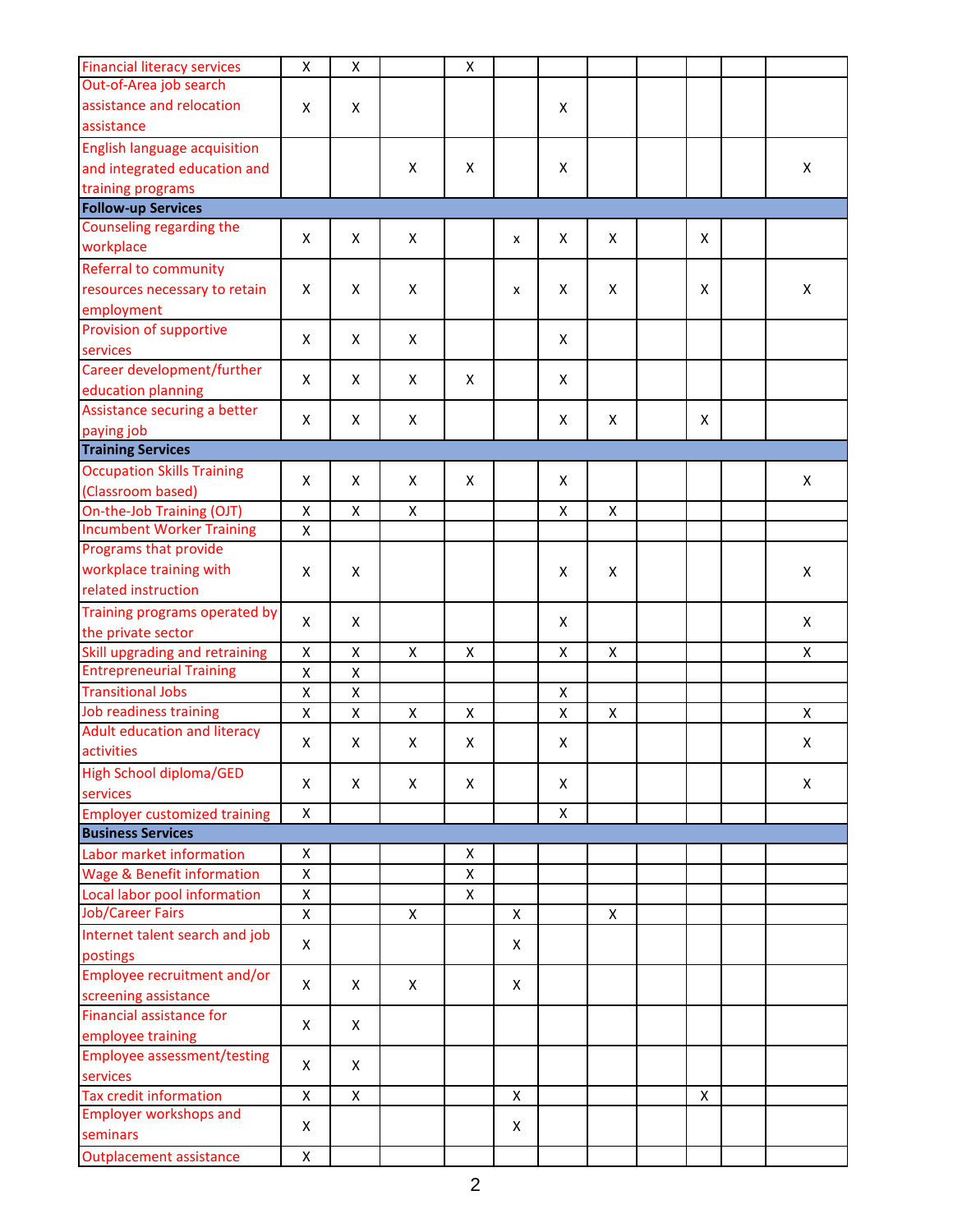| | | | | | | | | | | |
|---|---|---|---|---|---|---|---|---|---|---|
| Financial literacy services | X | X | | X | | | | | | |
| Out-of-Area job search assistance and relocation assistance | X | X | | | | X | | | | |
| English language acquisition and integrated education and training programs | | | X | X | | X | | | | X |
| **Follow-up Services** | | | | | | | | | | |
| Counseling regarding the workplace | X | X | X | | x | X | X | | X | |
| Referral to community resources necessary to retain employment | X | X | X | | x | X | X | | X | X |
| Provision of supportive services | X | X | X | | | X | | | | |
| Career development/further education planning | X | X | X | X | | X | | | | |
| Assistance securing a better paying job | X | X | X | | | X | X | | X | |
| **Training Services** | | | | | | | | | | |
| Occupation Skills Training (Classroom based) | X | X | X | X | | X | | | | X |
| On-the-Job Training (OJT) | X | X | X | | | X | X | | | |
| Incumbent Worker Training | X | | | | | | | | | |
| Programs that provide workplace training with related instruction | X | X | | | | X | X | | | X |
| Training programs operated by the private sector | X | X | | | | X | | | | X |
| Skill upgrading and retraining | X | X | X | X | | X | X | | | X |
| Entrepreneurial Training | X | X | | | | | | | | |
| Transitional Jobs | X | X | | | | X | | | | |
| Job readiness training | X | X | X | X | | X | X | | | X |
| Adult education and literacy activities | X | X | X | X | | X | | | | X |
| High School diploma/GED services | X | X | X | X | | X | | | | X |
| Employer customized training | X | | | | | X | | | | |
| **Business Services** | | | | | | | | | | |
| Labor market information | X | | | X | | | | | | |
| Wage & Benefit information | X | | | X | | | | | | |
| Local labor pool information | X | | | X | | | | | | |
| Job/Career Fairs | X | | X | | X | | X | | | |
| Internet talent search and job postings | X | | | | X | | | | | |
| Employee recruitment and/or screening assistance | X | X | X | | X | | | | | |
| Financial assistance for employee training | X | X | | | | | | | | |
| Employee assessment/testing services | X | X | | | | | | | | |
| Tax credit information | X | X | | | X | | | | X | |
| Employer workshops and seminars | X | | | | X | | | | | |
| Outplacement assistance | X | | | | | | | | | |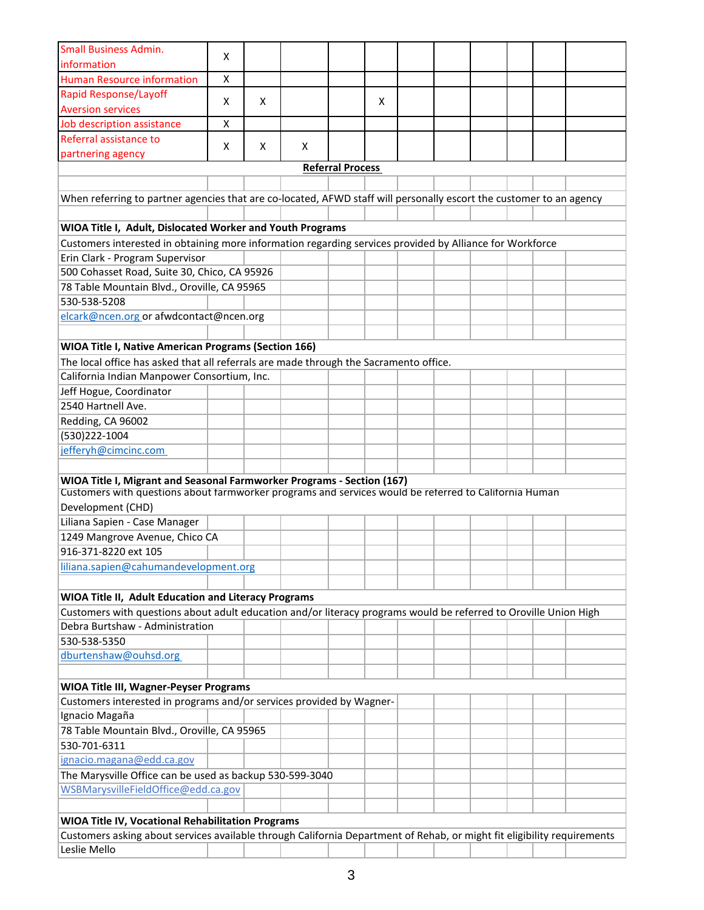| | | | | | | | | | | |
|---|---|---|---|---|---|---|---|---|---|---|
| Small Business Admin. information | X | | | | | | | | | |
| Human Resource information | X | | | | | | | | | |
| Rapid Response/Layoff Aversion services | X | X | | | X | | | | | |
| Job description assistance | X | | | | | | | | | |
| Referral assistance to partnering agency | X | X | X | | | | | | | |

**Referral Process**

When referring to partner agencies that are co-located, AFWD staff will personally escort the customer to an agency

**WIOA Title I, Adult, Dislocated Worker and Youth Programs**

Customers interested in obtaining more information regarding services provided by Alliance for Workforce

Erin Clark - Program Supervisor
500 Cohasset Road, Suite 30, Chico, CA 95926
78 Table Mountain Blvd., Oroville, CA 95965
530-538-5208
elcark@ncen.org or afwdcontact@ncen.org

**WIOA Title I, Native American Programs (Section 166)**

The local office has asked that all referrals are made through the Sacramento office.

California Indian Manpower Consortium, Inc.
Jeff Hogue, Coordinator
2540 Hartnell Ave.
Redding, CA 96002
(530)222-1004
jefferyh@cimcinc.com

**WIOA Title I, Migrant and Seasonal Farmworker Programs - Section (167)**

Customers with questions about farmworker programs and services would be referred to California Human Development (CHD)

Liliana Sapien - Case Manager
1249 Mangrove Avenue, Chico CA
916-371-8220 ext 105
liliana.sapien@cahumandevelopment.org

**WIOA Title II, Adult Education and Literacy Programs**

Customers with questions about adult education and/or literacy programs would be referred to Oroville Union High

Debra Burtshaw - Administration
530-538-5350
dburtenshaw@ouhsd.org

**WIOA Title III, Wagner-Peyser Programs**

Customers interested in programs and/or services provided by Wagner-

Ignacio Magaña
78 Table Mountain Blvd., Oroville, CA 95965
530-701-6311
ignacio.magana@edd.ca.gov
The Marysville Office can be used as backup 530-599-3040
WSBMarysvilleFieldOffice@edd.ca.gov

**WIOA Title IV, Vocational Rehabilitation Programs**

Customers asking about services available through California Department of Rehab, or might fit eligibility requirements

Leslie Mello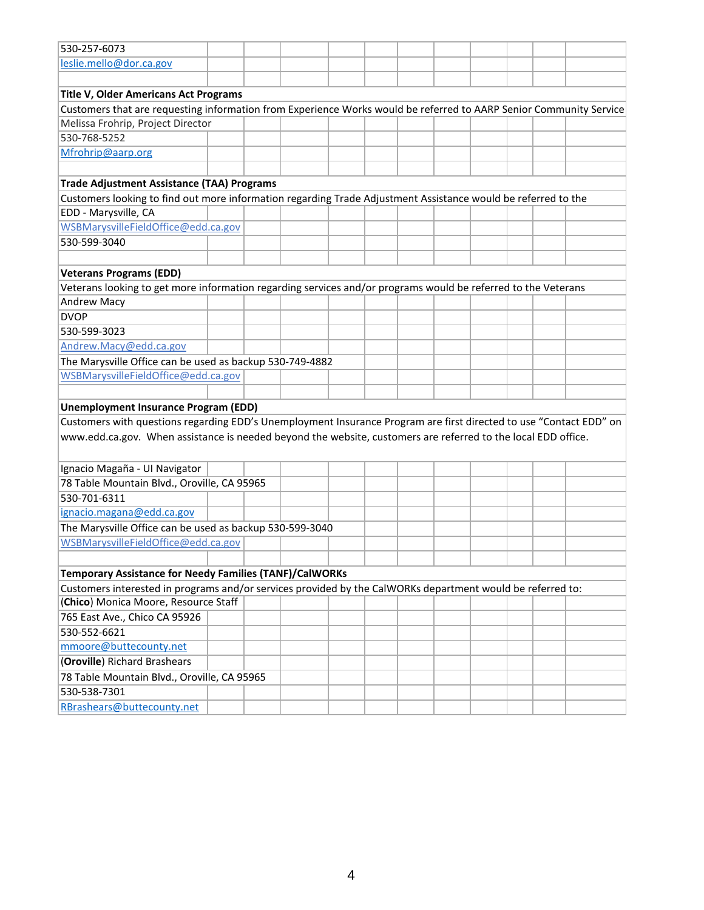530-257-6073
leslie.mello@dor.ca.gov

**Title V, Older Americans Act Programs**

Customers that are requesting information from Experience Works would be referred to AARP Senior Community Service

Melissa Frohrip, Project Director
530-768-5252
Mfrohrip@aarp.org

**Trade Adjustment Assistance (TAA) Programs**

Customers looking to find out more information regarding Trade Adjustment Assistance would be referred to the

EDD - Marysville, CA
WSBMarysvilleFieldOffice@edd.ca.gov
530-599-3040

**Veterans Programs (EDD)**

Veterans looking to get more information regarding services and/or programs would be referred to the Veterans

Andrew Macy
DVOP
530-599-3023
Andrew.Macy@edd.ca.gov
The Marysville Office can be used as backup 530-749-4882
WSBMarysvilleFieldOffice@edd.ca.gov

**Unemployment Insurance Program (EDD)**

Customers with questions regarding EDD's Unemployment Insurance Program are first directed to use "Contact EDD" on www.edd.ca.gov. When assistance is needed beyond the website, customers are referred to the local EDD office.

Ignacio Magaña - UI Navigator
78 Table Mountain Blvd., Oroville, CA 95965
530-701-6311
ignacio.magana@edd.ca.gov
The Marysville Office can be used as backup 530-599-3040
WSBMarysvilleFieldOffice@edd.ca.gov

**Temporary Assistance for Needy Families (TANF)/CalWORKs**

Customers interested in programs and/or services provided by the CalWORKs department would be referred to:

(**Chico**) Monica Moore, Resource Staff
765 East Ave., Chico CA 95926
530-552-6621
mmoore@buttecounty.net

(**Oroville**) Richard Brashears
78 Table Mountain Blvd., Oroville, CA 95965
530-538-7301
RBrashears@buttecounty.net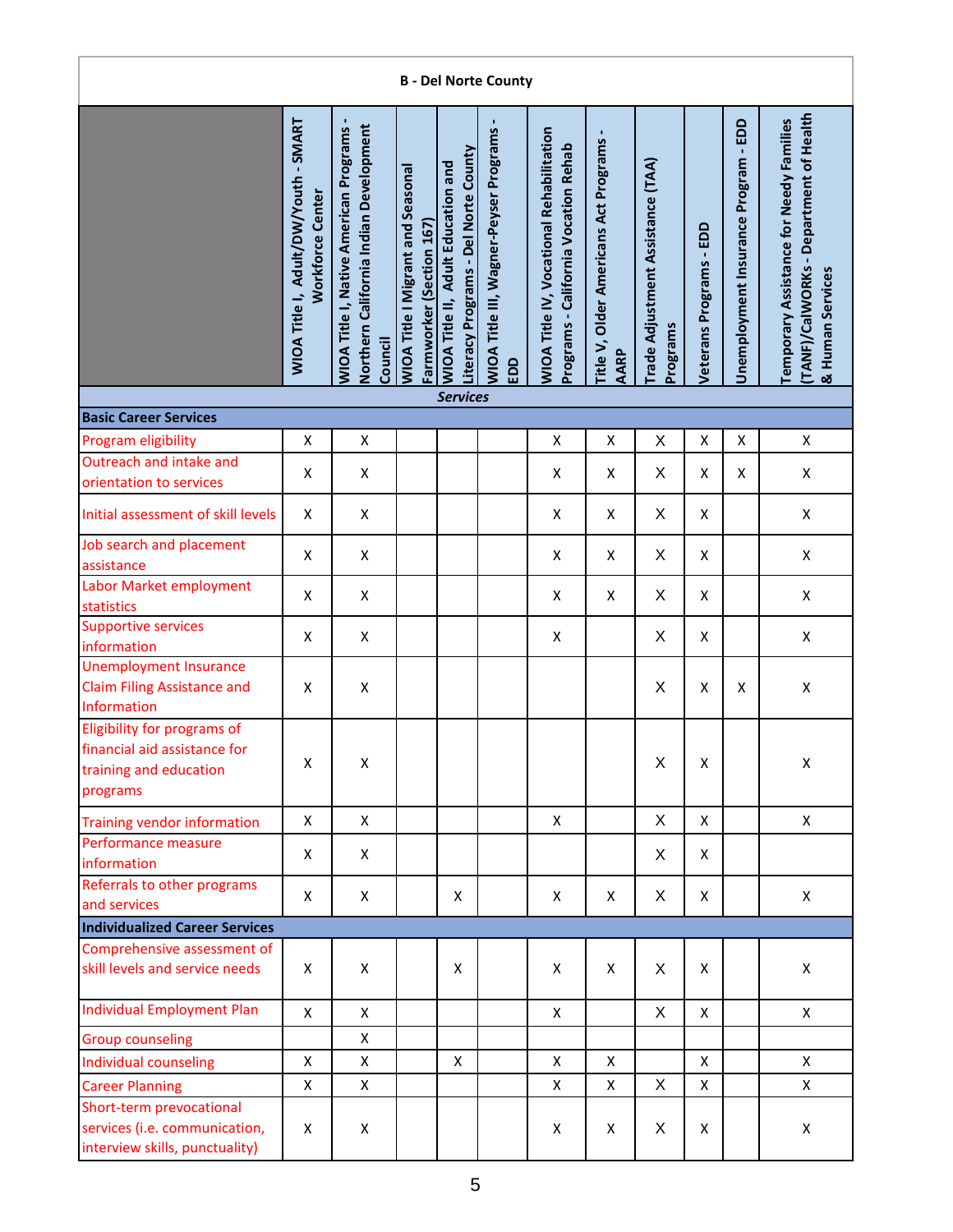| B - Del Norte County | | | | | | | | | | | |
|---|---|---|---|---|---|---|---|---|---|---|---|
| | WIOA Title I, Adult/DW/Youth - SMART Workforce Center | WIOA Title I, Native American Programs - Northern California Indian Development Council | WIOA Title I Migrant and Seasonal Farmworker (Section 167) | WIOA Title II, Adult Education and Literacy Programs - Del Norte County | WIOA Title III, Wagner-Peyser Programs - EDD | WIOA Title IV, Vocational Rehabilitation Programs - California Vocation Rehab | Title V, Older Americans Act Programs - AARP | Trade Adjustment Assistance (TAA) Programs | Veterans Programs - EDD | Unemployment Insurance Program - EDD | Temporary Assistance for Needy Families (TANF)/CalWORKs - Department of Health & Human Services |
| ***Services*** | | | | | | | | | | | |
| **Basic Career Services** | | | | | | | | | | | |
| Program eligibility | X | X | | | | X | X | X | X | X | X |
| Outreach and intake and orientation to services | X | X | | | | X | X | X | X | X | X |
| Initial assessment of skill levels | X | X | | | | X | X | X | X | | X |
| Job search and placement assistance | X | X | | | | X | X | X | X | | X |
| Labor Market employment statistics | X | X | | | | X | X | X | X | | X |
| Supportive services information | X | X | | | | X | | X | X | | X |
| Unemployment Insurance Claim Filing Assistance and Information | X | X | | | | | | X | X | X | X |
| Eligibility for programs of financial aid assistance for training and education programs | X | X | | | | | | X | X | | X |
| Training vendor information | X | X | | | | X | | X | X | | X |
| Performance measure information | X | X | | | | | | X | X | | |
| Referrals to other programs and services | X | X | | X | | X | X | X | X | | X |
| **Individualized Career Services** | | | | | | | | | | | |
| Comprehensive assessment of skill levels and service needs | X | X | | X | | X | X | X | X | | X |
| Individual Employment Plan | X | X | | | | X | | X | X | | X |
| Group counseling | | X | | | | | | | | | |
| Individual counseling | X | X | | X | | X | X | | X | | X |
| Career Planning | X | X | | | | X | X | X | X | | X |
| Short-term prevocational services (i.e. communication, interview skills, punctuality) | X | X | | | | X | X | X | X | | X |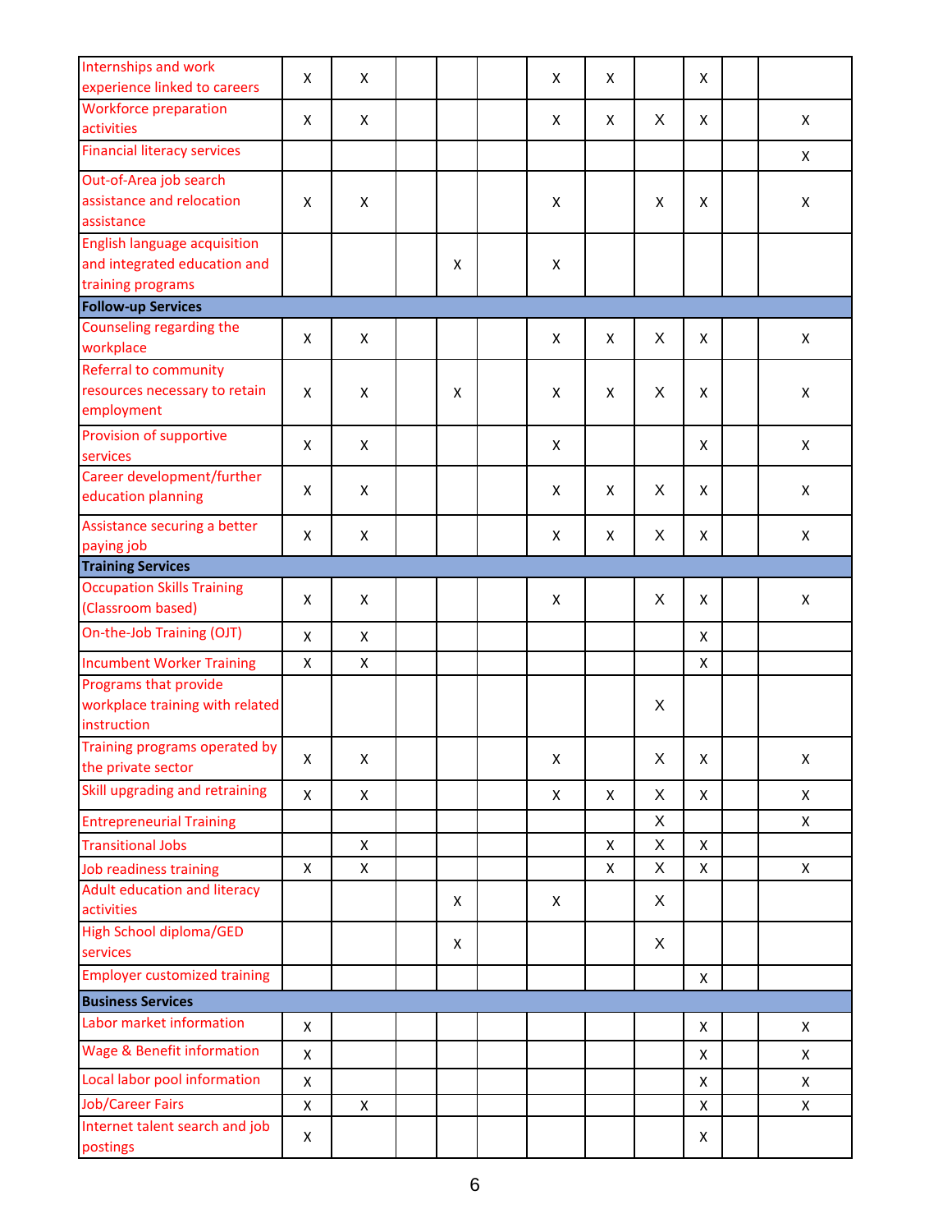| | | | | | | | | | | |
|---|---|---|---|---|---|---|---|---|---|---|
| Internships and work experience linked to careers | X | X | | | | X | X | | X | | |
| Workforce preparation activities | X | X | | | | X | X | X | X | | X |
| Financial literacy services | | | | | | | | | | | X |
| Out-of-Area job search assistance and relocation assistance | X | X | | | | X | | X | X | | X |
| English language acquisition and integrated education and training programs | | | | X | | X | | | | | |
| **Follow-up Services** | | | | | | | | | | | |
| Counseling regarding the workplace | X | X | | | | X | X | X | X | | X |
| Referral to community resources necessary to retain employment | X | X | | X | | X | X | X | X | | X |
| Provision of supportive services | X | X | | | | X | | | X | | X |
| Career development/further education planning | X | X | | | | X | X | X | X | | X |
| Assistance securing a better paying job | X | X | | | | X | X | X | X | | X |
| **Training Services** | | | | | | | | | | | |
| Occupation Skills Training (Classroom based) | X | X | | | | X | | X | X | | X |
| On-the-Job Training (OJT) | X | X | | | | | | | X | | |
| Incumbent Worker Training | X | X | | | | | | | X | | |
| Programs that provide workplace training with related instruction | | | | | | | | X | | | |
| Training programs operated by the private sector | X | X | | | | X | | X | X | | X |
| Skill upgrading and retraining | X | X | | | | X | X | X | X | | X |
| Entrepreneurial Training | | | | | | | | X | | | X |
| Transitional Jobs | | X | | | | | X | X | X | | |
| Job readiness training | X | X | | | | | X | X | X | | X |
| Adult education and literacy activities | | | | X | | X | | X | | | |
| High School diploma/GED services | | | | X | | | | X | | | |
| Employer customized training | | | | | | | | | X | | |
| **Business Services** | | | | | | | | | | | |
| Labor market information | X | | | | | | | | X | | X |
| Wage & Benefit information | X | | | | | | | | X | | X |
| Local labor pool information | X | | | | | | | | X | | X |
| Job/Career Fairs | X | X | | | | | | | X | | X |
| Internet talent search and job postings | X | | | | | | | | X | | |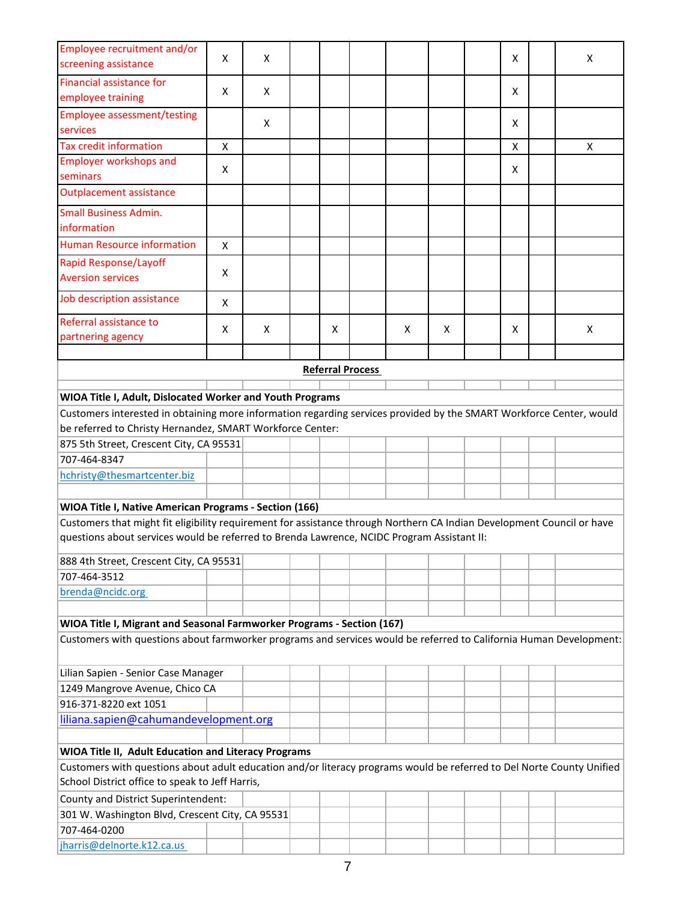| | | | | | | | | | | | |
|---|---|---|---|---|---|---|---|---|---|---|---|
| Employee recruitment and/or screening assistance | X | X | | | | | | | X | | X |
| Financial assistance for employee training | X | X | | | | | | | X | | |
| Employee assessment/testing services | | X | | | | | | | X | | |
| Tax credit information | X | | | | | | | | X | | X |
| Employer workshops and seminars | X | | | | | | | | X | | |
| Outplacement assistance | | | | | | | | | | | |
| Small Business Admin. information | | | | | | | | | | | |
| Human Resource information | X | | | | | | | | | | |
| Rapid Response/Layoff Aversion services | X | | | | | | | | | | |
| Job description assistance | X | | | | | | | | | | |
| Referral assistance to partnering agency | X | X | | X | | X | X | | X | | X |

## Referral Process

**WIOA Title I, Adult, Dislocated Worker and Youth Programs**

Customers interested in obtaining more information regarding services provided by the SMART Workforce Center, would be referred to Christy Hernandez, SMART Workforce Center:

875 5th Street, Crescent City, CA 95531
707-464-8347
hchristy@thesmartcenter.biz

**WIOA Title I, Native American Programs - Section (166)**

Customers that might fit eligibility requirement for assistance through Northern CA Indian Development Council or have questions about services would be referred to Brenda Lawrence, NCIDC Program Assistant II:

888 4th Street, Crescent City, CA 95531
707-464-3512
brenda@ncidc.org

**WIOA Title I, Migrant and Seasonal Farmworker Programs - Section (167)**

Customers with questions about farmworker programs and services would be referred to California Human Development:

Lilian Sapien - Senior Case Manager
1249 Mangrove Avenue, Chico CA
916-371-8220 ext 1051
liliana.sapien@cahumandevelopment.org

**WIOA Title II, Adult Education and Literacy Programs**

Customers with questions about adult education and/or literacy programs would be referred to Del Norte County Unified School District office to speak to Jeff Harris,

County and District Superintendent:
301 W. Washington Blvd, Crescent City, CA 95531
707-464-0200
jharris@delnorte.k12.ca.us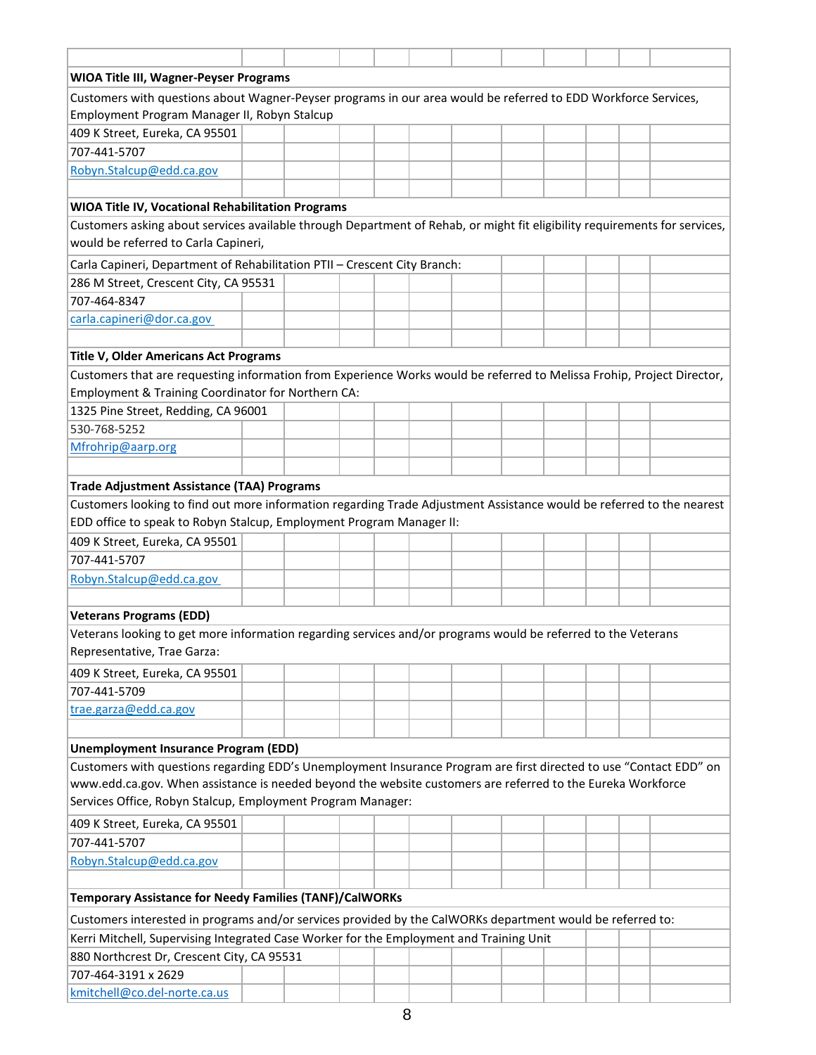**WIOA Title III, Wagner-Peyser Programs**

Customers with questions about Wagner-Peyser programs in our area would be referred to EDD Workforce Services, Employment Program Manager II, Robyn Stalcup

409 K Street, Eureka, CA 95501
707-441-5707
Robyn.Stalcup@edd.ca.gov

**WIOA Title IV, Vocational Rehabilitation Programs**

Customers asking about services available through Department of Rehab, or might fit eligibility requirements for services, would be referred to Carla Capineri,

Carla Capineri, Department of Rehabilitation PTII – Crescent City Branch:
286 M Street, Crescent City, CA 95531
707-464-8347
carla.capineri@dor.ca.gov

**Title V, Older Americans Act Programs**

Customers that are requesting information from Experience Works would be referred to Melissa Frohip, Project Director, Employment & Training Coordinator for Northern CA:

1325 Pine Street, Redding, CA 96001
530-768-5252
Mfrohrip@aarp.org

**Trade Adjustment Assistance (TAA) Programs**

Customers looking to find out more information regarding Trade Adjustment Assistance would be referred to the nearest EDD office to speak to Robyn Stalcup, Employment Program Manager II:

409 K Street, Eureka, CA 95501
707-441-5707
Robyn.Stalcup@edd.ca.gov

**Veterans Programs (EDD)**

Veterans looking to get more information regarding services and/or programs would be referred to the Veterans Representative, Trae Garza:

409 K Street, Eureka, CA 95501
707-441-5709
trae.garza@edd.ca.gov

**Unemployment Insurance Program (EDD)**

Customers with questions regarding EDD's Unemployment Insurance Program are first directed to use "Contact EDD" on www.edd.ca.gov. When assistance is needed beyond the website customers are referred to the Eureka Workforce Services Office, Robyn Stalcup, Employment Program Manager:

409 K Street, Eureka, CA 95501
707-441-5707
Robyn.Stalcup@edd.ca.gov

**Temporary Assistance for Needy Families (TANF)/CalWORKs**

Customers interested in programs and/or services provided by the CalWORKs department would be referred to:

Kerri Mitchell, Supervising Integrated Case Worker for the Employment and Training Unit
880 Northcrest Dr, Crescent City, CA 95531
707-464-3191 x 2629
kmitchell@co.del-norte.ca.us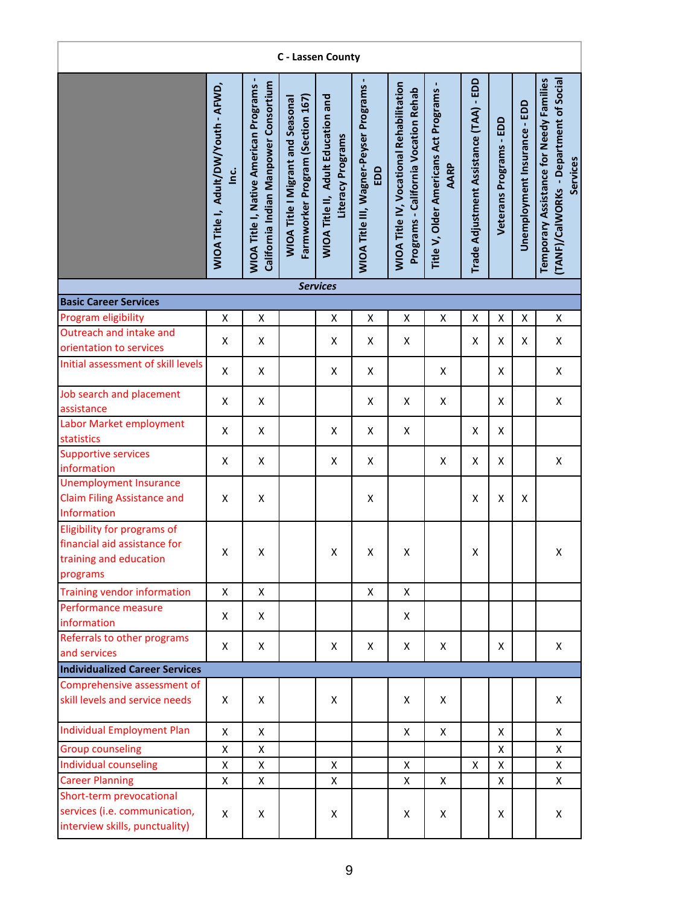| C - Lassen County | | | | | | | | | | | |
|---|---|---|---|---|---|---|---|---|---|---|---|
| | WIOA Title I, Adult/DW/Youth - AFWD, Inc. | WIOA Title I, Native American Programs - California Indian Manpower Consortium | WIOA Title I Migrant and Seasonal Farmworker Program (Section 167) | WIOA Title II, Adult Education and Literacy Programs | WIOA Title III, Wagner-Peyser Programs - EDD | WIOA Title IV, Vocational Rehabilitation Programs - California Vocation Rehab | Title V, Older Americans Act Programs - AARP | Trade Adjustment Assistance (TAA) - EDD | Veterans Programs - EDD | Unemployment Insurance - EDD | Temporary Assistance for Needy Families (TANF)/CalWORKs - Department of Social Services |
| ***Services*** | | | | | | | | | | | |
| **Basic Career Services** | | | | | | | | | | | |
| Program eligibility | X | X | | X | X | X | X | X | X | X | X |
| Outreach and intake and orientation to services | X | X | | X | X | X | | X | X | X | X |
| Initial assessment of skill levels | X | X | | X | X | | X | | X | | X |
| Job search and placement assistance | X | X | | | X | X | X | | X | | X |
| Labor Market employment statistics | X | X | | X | X | X | | X | X | | |
| Supportive services information | X | X | | X | X | | X | X | X | | X |
| Unemployment Insurance Claim Filing Assistance and Information | X | X | | | X | | | X | X | X | |
| Eligibility for programs of financial aid assistance for training and education programs | X | X | | X | X | X | | X | | | X |
| Training vendor information | X | X | | | X | X | | | | | |
| Performance measure information | X | X | | | | X | | | | | |
| Referrals to other programs and services | X | X | | X | X | X | X | | X | | X |
| **Individualized Career Services** | | | | | | | | | | | |
| Comprehensive assessment of skill levels and service needs | X | X | | X | | X | X | | | | X |
| Individual Employment Plan | X | X | | | | X | X | | X | | X |
| Group counseling | X | X | | | | | | | X | | X |
| Individual counseling | X | X | | X | | X | | X | X | | X |
| Career Planning | X | X | | X | | X | X | | X | | X |
| Short-term prevocational services (i.e. communication, interview skills, punctuality) | X | X | | X | | X | X | | X | | X |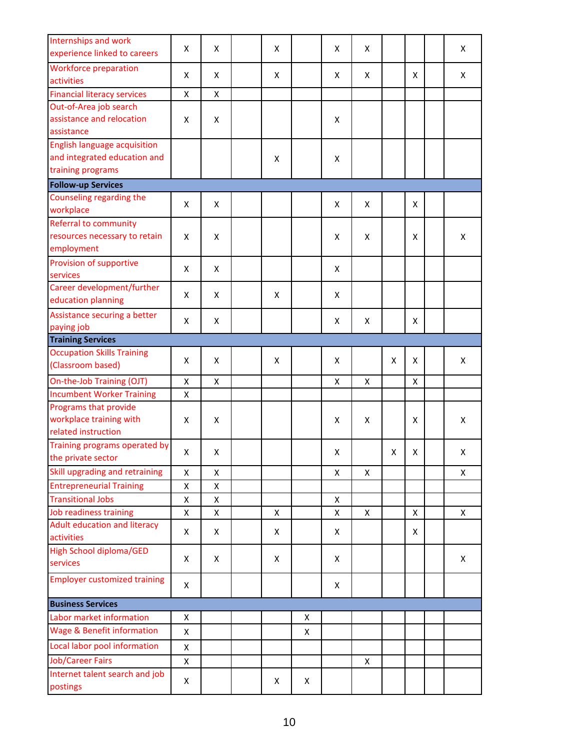| | | | | | | | | | | | |
|---|---|---|---|---|---|---|---|---|---|---|---|
| Internships and work experience linked to careers | X | X | | X | | X | X | | | | X |
| Workforce preparation activities | X | X | | X | | X | X | | X | | X |
| Financial literacy services | X | X | | | | | | | | | |
| Out-of-Area job search assistance and relocation assistance | X | X | | | | X | | | | | |
| English language acquisition and integrated education and training programs | | | | X | | X | | | | | |
| **Follow-up Services** | | | | | | | | | | | |
| Counseling regarding the workplace | X | X | | | | X | X | | X | | |
| Referral to community resources necessary to retain employment | X | X | | | | X | X | | X | | X |
| Provision of supportive services | X | X | | | | X | | | | | |
| Career development/further education planning | X | X | | X | | X | | | | | |
| Assistance securing a better paying job | X | X | | | | X | X | | X | | |
| **Training Services** | | | | | | | | | | | |
| Occupation Skills Training (Classroom based) | X | X | | X | | X | | X | X | | X |
| On-the-Job Training (OJT) | X | X | | | | X | X | | X | | |
| Incumbent Worker Training | X | | | | | | | | | | |
| Programs that provide workplace training with related instruction | X | X | | | | X | X | | X | | X |
| Training programs operated by the private sector | X | X | | | | X | | X | X | | X |
| Skill upgrading and retraining | X | X | | | | X | X | | | | X |
| Entrepreneurial Training | X | X | | | | | | | | | |
| Transitional Jobs | X | X | | | | X | | | | | |
| Job readiness training | X | X | | X | | X | X | | X | | X |
| Adult education and literacy activities | X | X | | X | | X | | | X | | |
| High School diploma/GED services | X | X | | X | | X | | | | | X |
| Employer customized training | X | | | | | X | | | | | |
| **Business Services** | | | | | | | | | | | |
| Labor market information | X | | | | X | | | | | | |
| Wage & Benefit information | X | | | | X | | | | | | |
| Local labor pool information | X | | | | | | | | | | |
| Job/Career Fairs | X | | | | | | X | | | | |
| Internet talent search and job postings | X | | | X | X | | | | | | |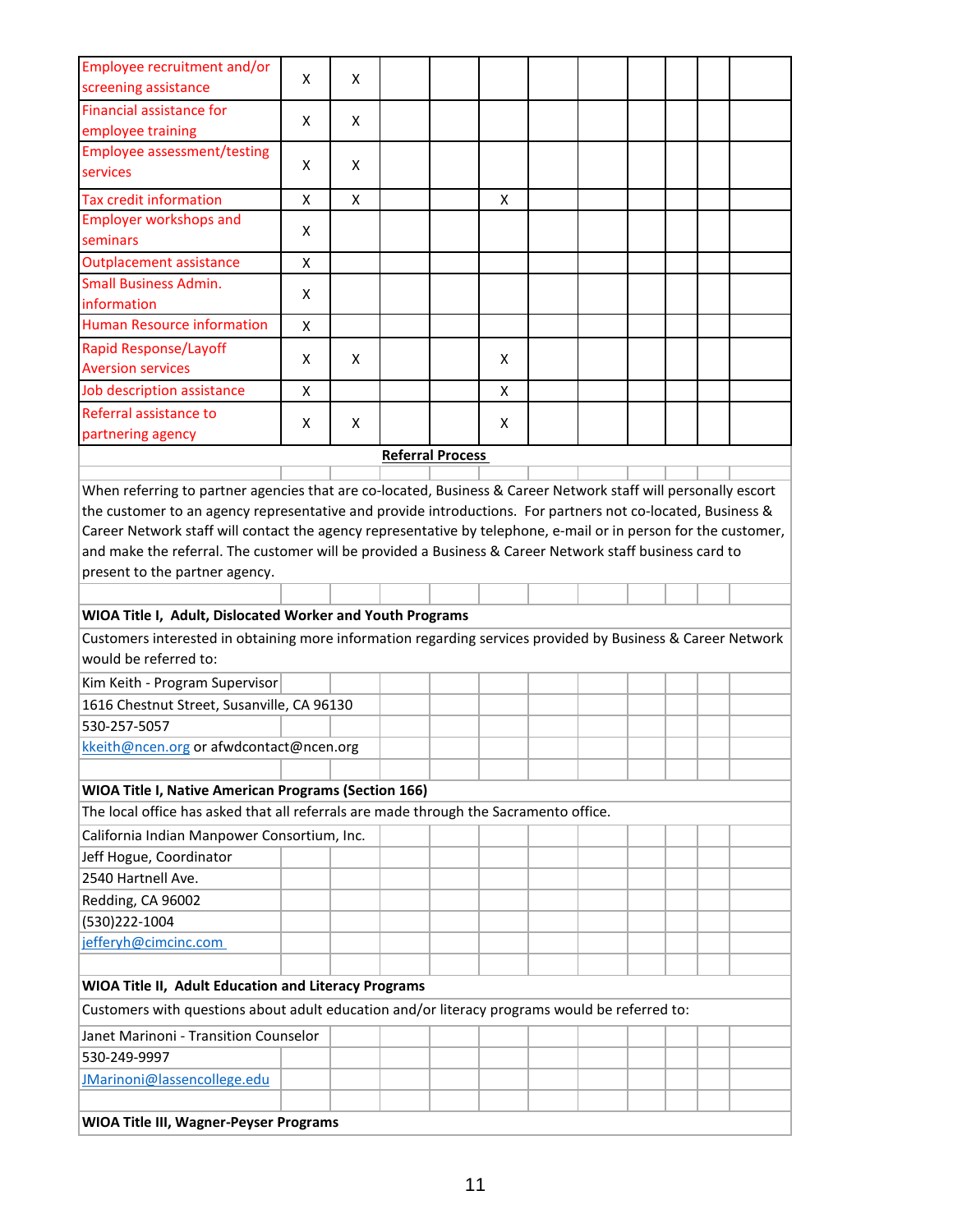| | | | | | | | | | | | |
|---|---|---|---|---|---|---|---|---|---|---|---|
| Employee recruitment and/or screening assistance | X | X | | | | | | | | | |
| Financial assistance for employee training | X | X | | | | | | | | | |
| Employee assessment/testing services | X | X | | | | | | | | | |
| Tax credit information | X | X | | | X | | | | | | |
| Employer workshops and seminars | X | | | | | | | | | | |
| Outplacement assistance | X | | | | | | | | | | |
| Small Business Admin. information | X | | | | | | | | | | |
| Human Resource information | X | | | | | | | | | | |
| Rapid Response/Layoff Aversion services | X | X | | | X | | | | | | |
| Job description assistance | X | | | | X | | | | | | |
| Referral assistance to partnering agency | X | X | | | X | | | | | | |

**Referral Process**

When referring to partner agencies that are co-located, Business & Career Network staff will personally escort the customer to an agency representative and provide introductions. For partners not co-located, Business & Career Network staff will contact the agency representative by telephone, e-mail or in person for the customer, and make the referral. The customer will be provided a Business & Career Network staff business card to present to the partner agency.

**WIOA Title I, Adult, Dislocated Worker and Youth Programs**

Customers interested in obtaining more information regarding services provided by Business & Career Network would be referred to:

Kim Keith - Program Supervisor
1616 Chestnut Street, Susanville, CA 96130
530-257-5057
kkeith@ncen.org or afwdcontact@ncen.org

**WIOA Title I, Native American Programs (Section 166)**

The local office has asked that all referrals are made through the Sacramento office.

California Indian Manpower Consortium, Inc.
Jeff Hogue, Coordinator
2540 Hartnell Ave.
Redding, CA 96002
(530)222-1004
jefferyh@cimcinc.com

**WIOA Title II, Adult Education and Literacy Programs**

Customers with questions about adult education and/or literacy programs would be referred to:

Janet Marinoni - Transition Counselor
530-249-9997
JMarinoni@lassencollege.edu

**WIOA Title III, Wagner-Peyser Programs**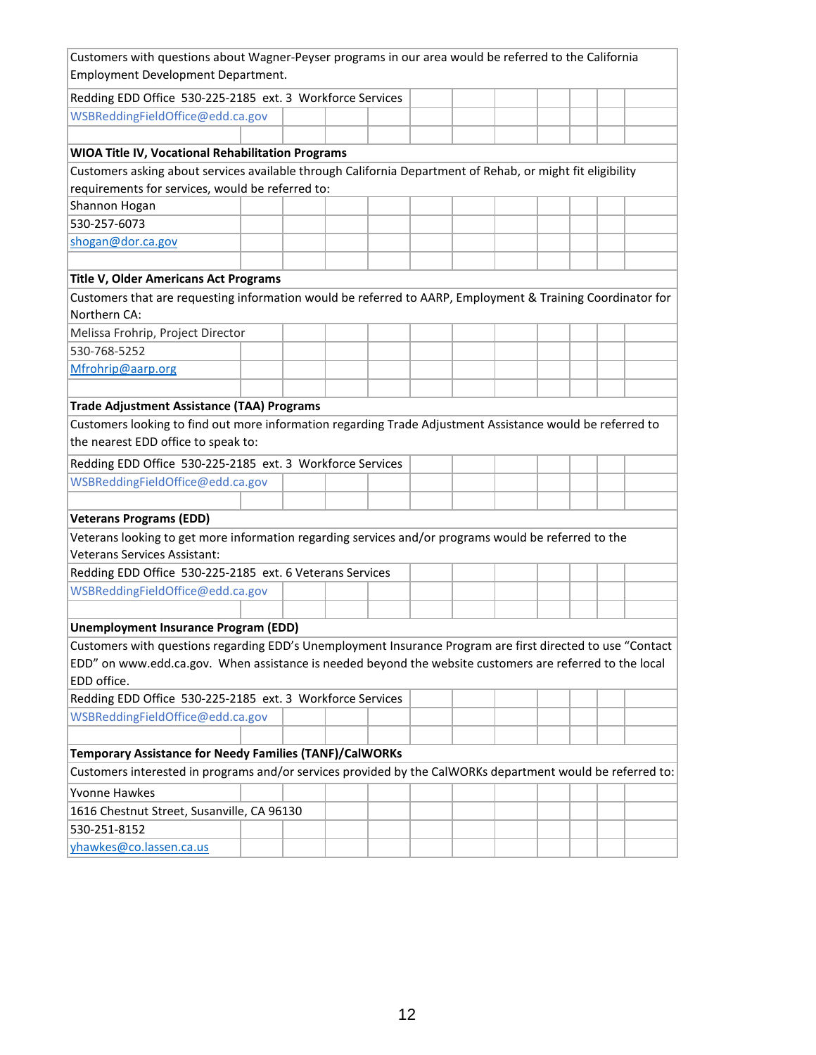Customers with questions about Wagner-Peyser programs in our area would be referred to the California Employment Development Department.

Redding EDD Office 530-225-2185 ext. 3 Workforce Services
WSBReddingFieldOffice@edd.ca.gov

**WIOA Title IV, Vocational Rehabilitation Programs**

Customers asking about services available through California Department of Rehab, or might fit eligibility requirements for services, would be referred to:

Shannon Hogan
530-257-6073
shogan@dor.ca.gov

**Title V, Older Americans Act Programs**

Customers that are requesting information would be referred to AARP, Employment & Training Coordinator for Northern CA:

Melissa Frohrip, Project Director
530-768-5252
Mfrohrip@aarp.org

**Trade Adjustment Assistance (TAA) Programs**

Customers looking to find out more information regarding Trade Adjustment Assistance would be referred to the nearest EDD office to speak to:

Redding EDD Office 530-225-2185 ext. 3 Workforce Services
WSBReddingFieldOffice@edd.ca.gov

**Veterans Programs (EDD)**

Veterans looking to get more information regarding services and/or programs would be referred to the Veterans Services Assistant:

Redding EDD Office 530-225-2185 ext. 6 Veterans Services
WSBReddingFieldOffice@edd.ca.gov

**Unemployment Insurance Program (EDD)**

Customers with questions regarding EDD's Unemployment Insurance Program are first directed to use "Contact EDD" on www.edd.ca.gov. When assistance is needed beyond the website customers are referred to the local EDD office.

Redding EDD Office 530-225-2185 ext. 3 Workforce Services
WSBReddingFieldOffice@edd.ca.gov

**Temporary Assistance for Needy Families (TANF)/CalWORKs**

Customers interested in programs and/or services provided by the CalWORKs department would be referred to:

Yvonne Hawkes
1616 Chestnut Street, Susanville, CA 96130
530-251-8152
yhawkes@co.lassen.ca.us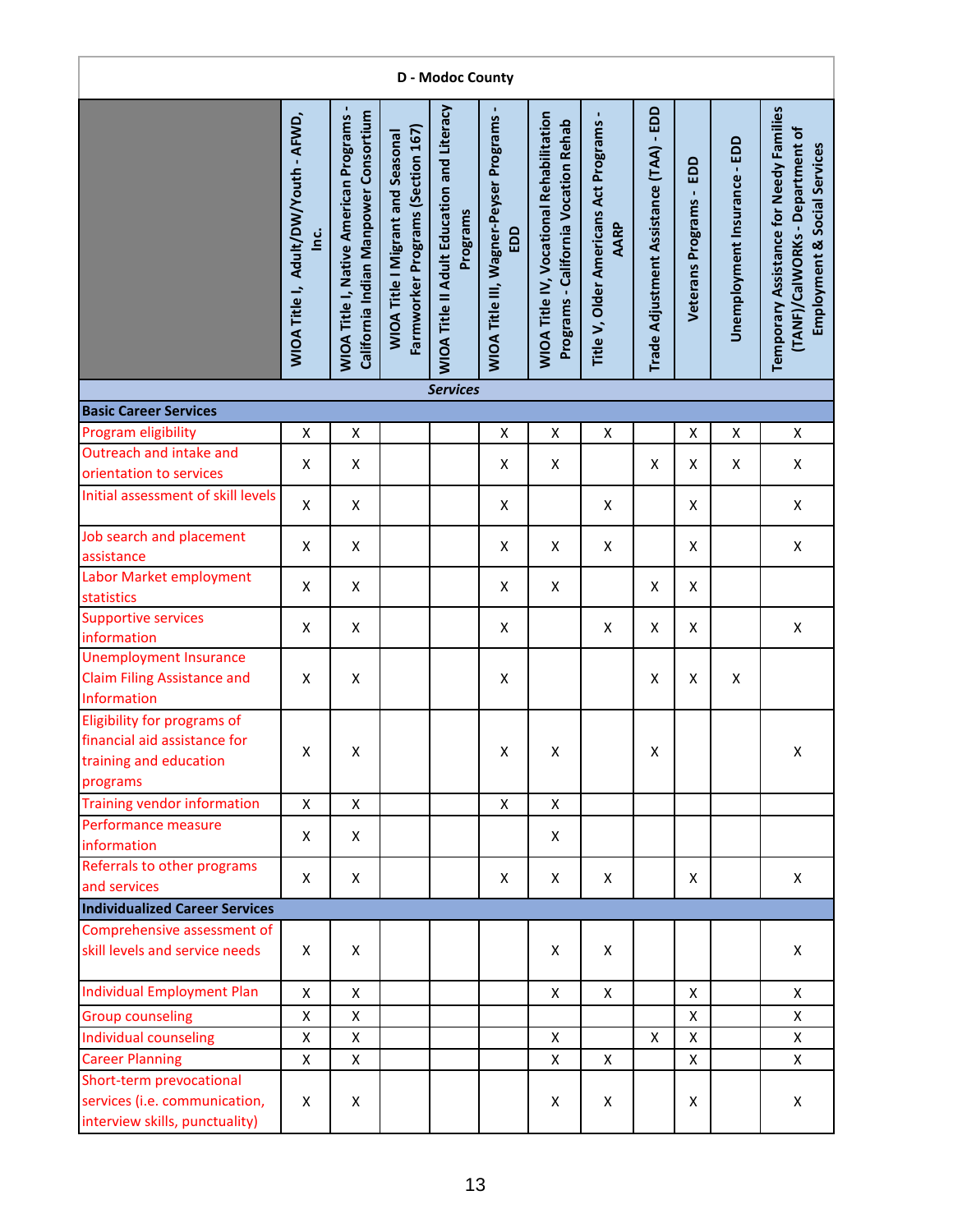| D - Modoc County | | | | | | | | | | | |
|---|---|---|---|---|---|---|---|---|---|---|---|
| | WIOA Title I, Adult/DW/Youth - AFWD, Inc. | WIOA Title I, Native American Programs - California Indian Manpower Consortium | WIOA Title I Migrant and Seasonal Farmworker Programs (Section 167) | WIOA Title II Adult Education and Literacy Programs | WIOA Title III, Wagner-Peyser Programs - EDD | WIOA Title IV, Vocational Rehabilitation Programs - California Vocation Rehab | Title V, Older Americans Act Programs - AARP | Trade Adjustment Assistance (TAA) - EDD | Veterans Programs - EDD | Unemployment Insurance - EDD | Temporary Assistance for Needy Families (TANF)/CalWORKs - Department of Employment & Social Services |
| ***Services*** | | | | | | | | | | | |
| **Basic Career Services** | | | | | | | | | | | |
| Program eligibility | X | X | | | X | X | X | | X | X | X |
| Outreach and intake and orientation to services | X | X | | | X | X | | X | X | X | X |
| Initial assessment of skill levels | X | X | | | X | | X | | X | | X |
| Job search and placement assistance | X | X | | | X | X | X | | X | | X |
| Labor Market employment statistics | X | X | | | X | X | | X | X | | |
| Supportive services information | X | X | | | X | | X | X | X | | X |
| Unemployment Insurance Claim Filing Assistance and Information | X | X | | | X | | | X | X | X | |
| Eligibility for programs of financial aid assistance for training and education programs | X | X | | | X | X | | X | | | X |
| Training vendor information | X | X | | | X | X | | | | | |
| Performance measure information | X | X | | | | X | | | | | |
| Referrals to other programs and services | X | X | | | X | X | X | | X | | X |
| **Individualized Career Services** | | | | | | | | | | | |
| Comprehensive assessment of skill levels and service needs | X | X | | | | X | X | | | | X |
| Individual Employment Plan | X | X | | | | X | X | | X | | X |
| Group counseling | X | X | | | | | | | X | | X |
| Individual counseling | X | X | | | | X | | X | X | | X |
| Career Planning | X | X | | | | X | X | | X | | X |
| Short-term prevocational services (i.e. communication, interview skills, punctuality) | X | X | | | | X | X | | X | | X |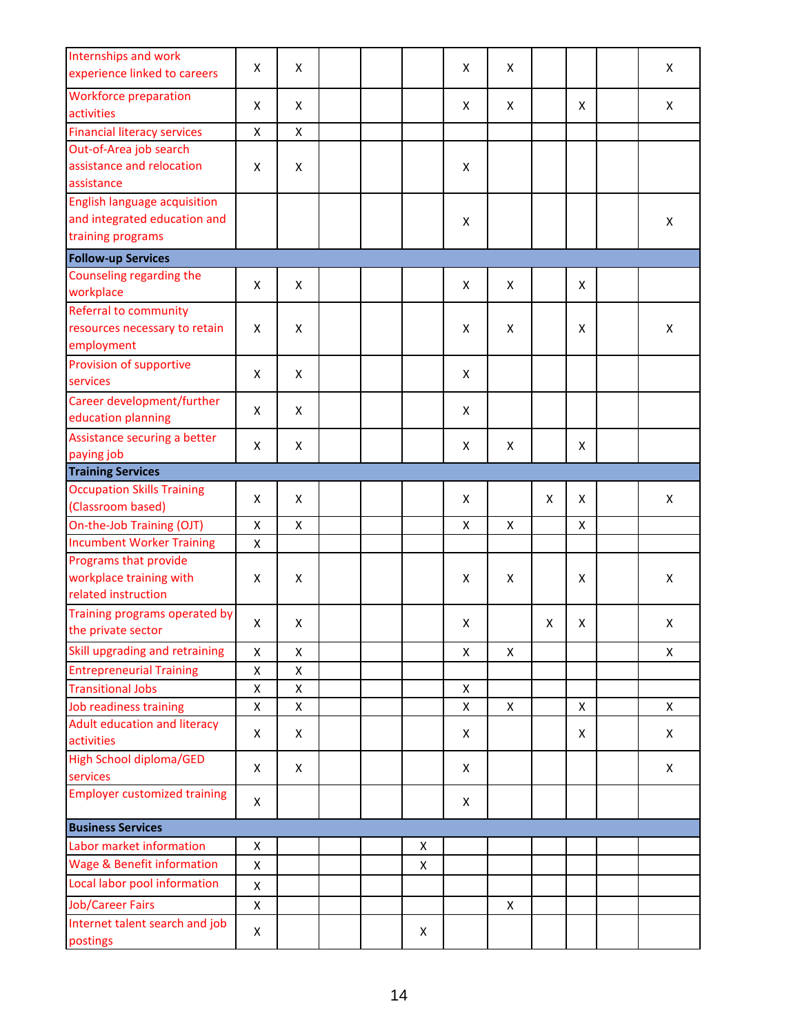| | | | | | | | | | | | |
|---|---|---|---|---|---|---|---|---|---|---|---|
| Internships and work experience linked to careers | X | X | | | | X | X | | | | X |
| Workforce preparation activities | X | X | | | | X | X | | X | | X |
| Financial literacy services | X | X | | | | | | | | | |
| Out-of-Area job search assistance and relocation assistance | X | X | | | | X | | | | | |
| English language acquisition and integrated education and training programs | | | | | | X | | | | | X |
| **Follow-up Services** | | | | | | | | | | | |
| Counseling regarding the workplace | X | X | | | | X | X | | X | | |
| Referral to community resources necessary to retain employment | X | X | | | | X | X | | X | | X |
| Provision of supportive services | X | X | | | | X | | | | | |
| Career development/further education planning | X | X | | | | X | | | | | |
| Assistance securing a better paying job | X | X | | | | X | X | | X | | |
| **Training Services** | | | | | | | | | | | |
| Occupation Skills Training (Classroom based) | X | X | | | | X | | X | X | | X |
| On-the-Job Training (OJT) | X | X | | | | X | X | | X | | |
| Incumbent Worker Training | X | | | | | | | | | | |
| Programs that provide workplace training with related instruction | X | X | | | | X | X | | X | | X |
| Training programs operated by the private sector | X | X | | | | X | | X | X | | X |
| Skill upgrading and retraining | X | X | | | | X | X | | | | X |
| Entrepreneurial Training | X | X | | | | | | | | | |
| Transitional Jobs | X | X | | | | X | | | | | |
| Job readiness training | X | X | | | | X | X | | X | | X |
| Adult education and literacy activities | X | X | | | | X | | | X | | X |
| High School diploma/GED services | X | X | | | | X | | | | | X |
| Employer customized training | X | | | | | X | | | | | |
| **Business Services** | | | | | | | | | | | |
| Labor market information | X | | | | X | | | | | | |
| Wage & Benefit information | X | | | | X | | | | | | |
| Local labor pool information | X | | | | | | | | | | |
| Job/Career Fairs | X | | | | | | X | | | | |
| Internet talent search and job postings | X | | | | X | | | | | | |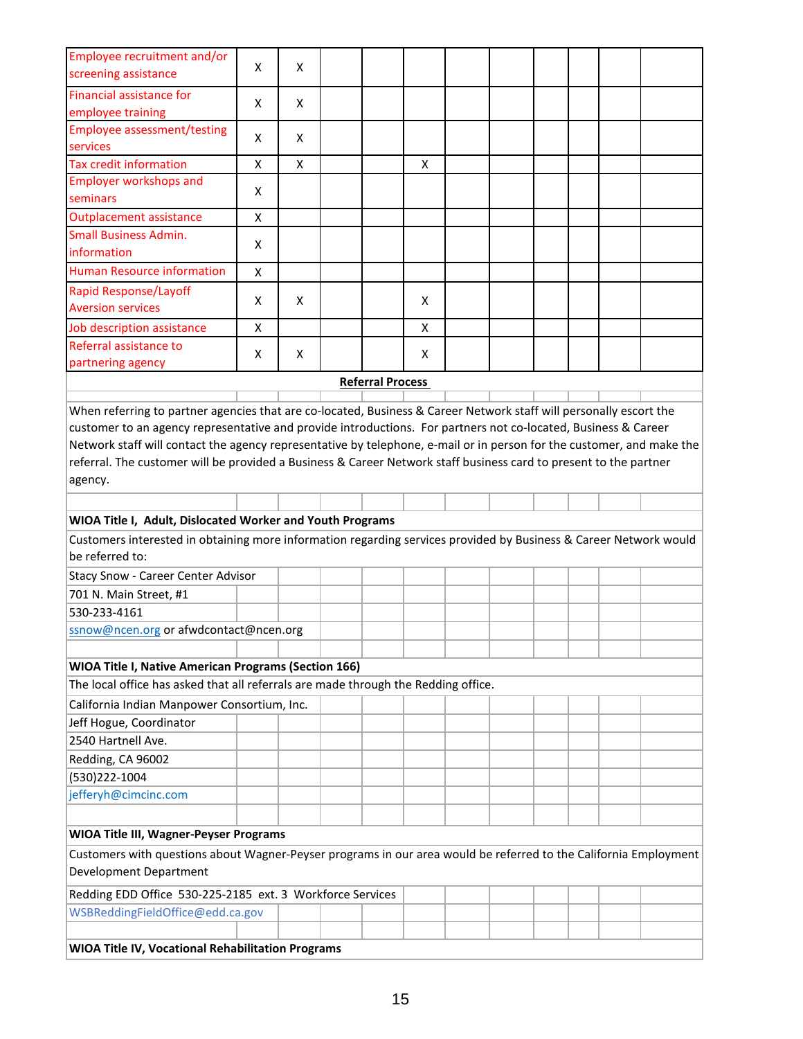| | | | | | | | | | | | |
|---|---|---|---|---|---|---|---|---|---|---|---|
| Employee recruitment and/or screening assistance | X | X | | | | | | | | | |
| Financial assistance for employee training | X | X | | | | | | | | | |
| Employee assessment/testing services | X | X | | | | | | | | | |
| Tax credit information | X | X | | | X | | | | | | |
| Employer workshops and seminars | X | | | | | | | | | | |
| Outplacement assistance | X | | | | | | | | | | |
| Small Business Admin. information | X | | | | | | | | | | |
| Human Resource information | X | | | | | | | | | | |
| Rapid Response/Layoff Aversion services | X | X | | | X | | | | | | |
| Job description assistance | X | | | | X | | | | | | |
| Referral assistance to partnering agency | X | X | | | X | | | | | | |

**Referral Process**

When referring to partner agencies that are co-located, Business & Career Network staff will personally escort the customer to an agency representative and provide introductions. For partners not co-located, Business & Career Network staff will contact the agency representative by telephone, e-mail or in person for the customer, and make the referral. The customer will be provided a Business & Career Network staff business card to present to the partner agency.

**WIOA Title I, Adult, Dislocated Worker and Youth Programs**

Customers interested in obtaining more information regarding services provided by Business & Career Network would be referred to:

Stacy Snow - Career Center Advisor
701 N. Main Street, #1
530-233-4161
ssnow@ncen.org or afwdcontact@ncen.org

**WIOA Title I, Native American Programs (Section 166)**

The local office has asked that all referrals are made through the Redding office.

California Indian Manpower Consortium, Inc.
Jeff Hogue, Coordinator
2540 Hartnell Ave.
Redding, CA 96002
(530)222-1004
jefferyh@cimcinc.com

**WIOA Title III, Wagner-Peyser Programs**

Customers with questions about Wagner-Peyser programs in our area would be referred to the California Employment Development Department

Redding EDD Office 530-225-2185 ext. 3 Workforce Services
WSBReddingFieldOffice@edd.ca.gov

**WIOA Title IV, Vocational Rehabilitation Programs**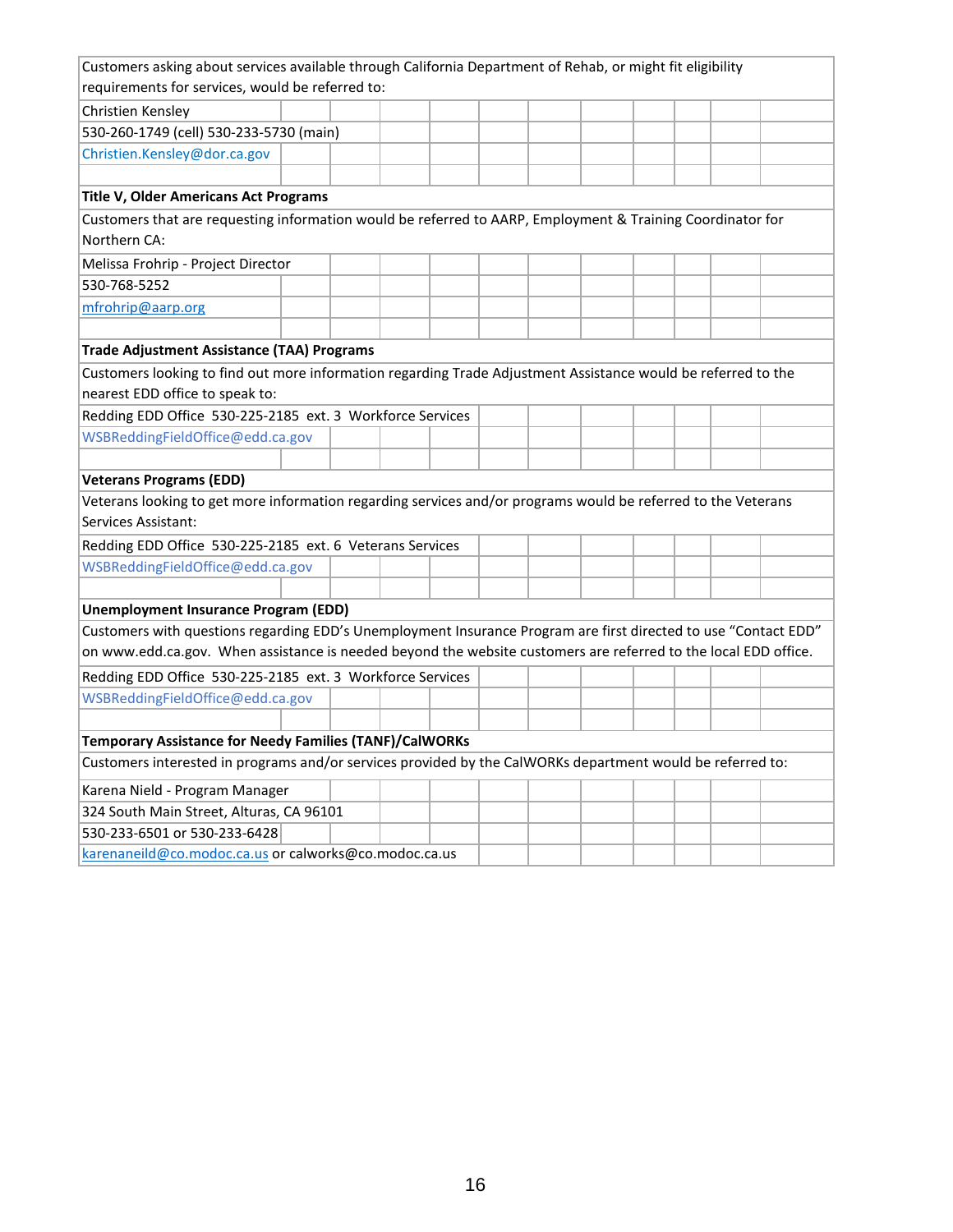Customers asking about services available through California Department of Rehab, or might fit eligibility requirements for services, would be referred to:

Christien Kensley
530-260-1749 (cell) 530-233-5730 (main)
Christien.Kensley@dor.ca.gov

**Title V, Older Americans Act Programs**

Customers that are requesting information would be referred to AARP, Employment & Training Coordinator for Northern CA:

Melissa Frohrip - Project Director
530-768-5252
mfrohrip@aarp.org

**Trade Adjustment Assistance (TAA) Programs**

Customers looking to find out more information regarding Trade Adjustment Assistance would be referred to the nearest EDD office to speak to:

Redding EDD Office 530-225-2185 ext. 3 Workforce Services
WSBReddingFieldOffice@edd.ca.gov

**Veterans Programs (EDD)**

Veterans looking to get more information regarding services and/or programs would be referred to the Veterans Services Assistant:

Redding EDD Office 530-225-2185 ext. 6 Veterans Services
WSBReddingFieldOffice@edd.ca.gov

**Unemployment Insurance Program (EDD)**

Customers with questions regarding EDD's Unemployment Insurance Program are first directed to use "Contact EDD" on www.edd.ca.gov. When assistance is needed beyond the website customers are referred to the local EDD office.

Redding EDD Office 530-225-2185 ext. 3 Workforce Services
WSBReddingFieldOffice@edd.ca.gov

**Temporary Assistance for Needy Families (TANF)/CalWORKs**

Customers interested in programs and/or services provided by the CalWORKs department would be referred to:

Karena Nield - Program Manager
324 South Main Street, Alturas, CA 96101
530-233-6501 or 530-233-6428
karenaneild@co.modoc.ca.us or calworks@co.modoc.ca.us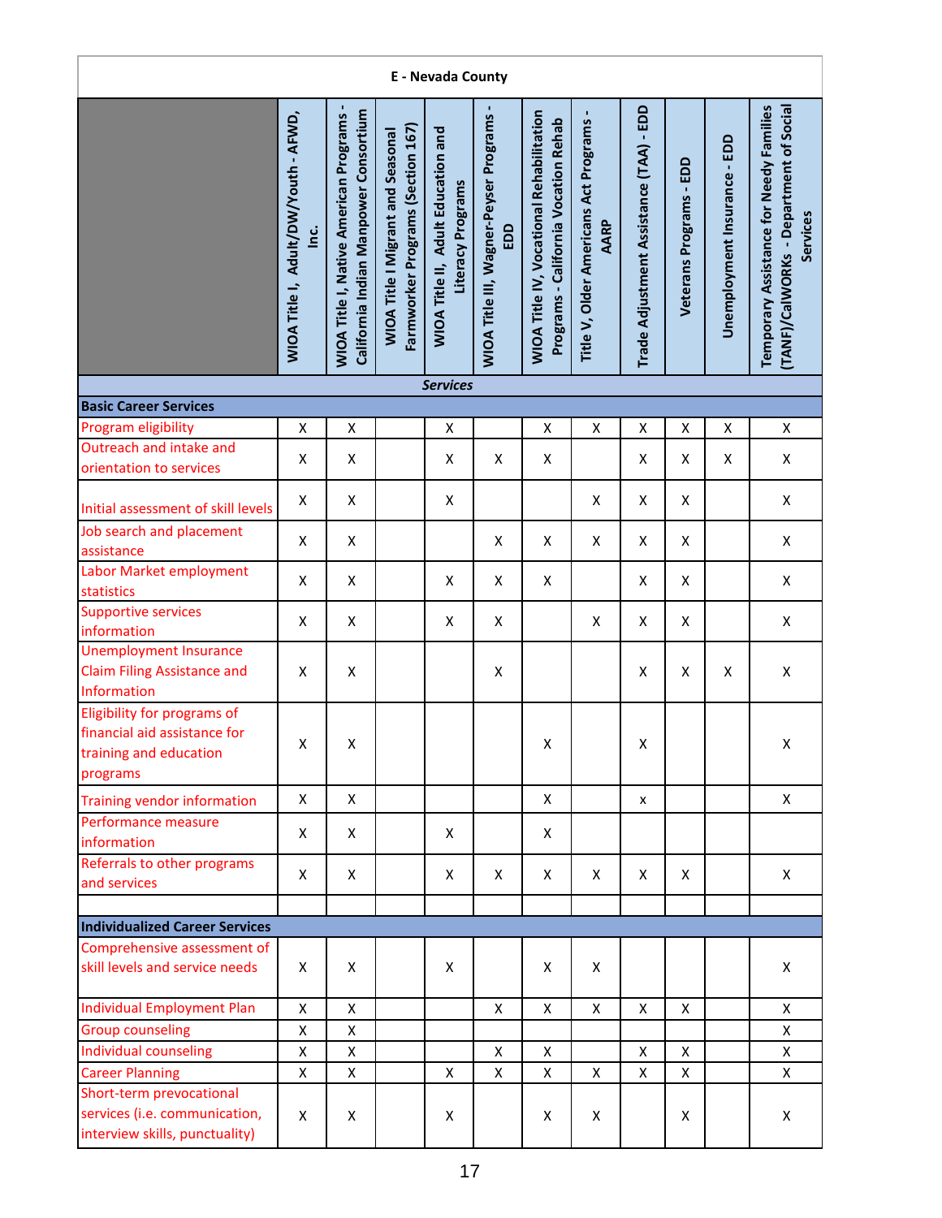| E - Nevada County | | | | | | | | | | | |
|---|---|---|---|---|---|---|---|---|---|---|---|
| | WIOA Title I, Adult/DW/Youth - AFWD, Inc. | WIOA Title I, Native American Programs - California Indian Manpower Consortium | WIOA Title I Migrant and Seasonal Farmworker Programs (Section 167) | WIOA Title II, Adult Education and Literacy Programs | WIOA Title III, Wagner-Peyser Programs - EDD | WIOA Title IV, Vocational Rehabilitation Programs - California Vocation Rehab | Title V, Older Americans Act Programs - AARP | Trade Adjustment Assistance (TAA) - EDD | Veterans Programs - EDD | Unemployment Insurance - EDD | Temporary Assistance for Needy Families (TANF)/CalWORKs - Department of Social Services |
| ***Services*** | | | | | | | | | | | |
| **Basic Career Services** | | | | | | | | | | | |
| Program eligibility | X | X | | X | | X | X | X | X | X | X |
| Outreach and intake and orientation to services | X | X | | X | X | X | | X | X | X | X |
| Initial assessment of skill levels | X | X | | X | | | X | X | X | | X |
| Job search and placement assistance | X | X | | | X | X | X | X | X | | X |
| Labor Market employment statistics | X | X | | X | X | X | | X | X | | X |
| Supportive services information | X | X | | X | X | | X | X | X | | X |
| Unemployment Insurance Claim Filing Assistance and Information | X | X | | | X | | | X | X | X | X |
| Eligibility for programs of financial aid assistance for training and education programs | X | X | | | | X | | X | | | X |
| Training vendor information | X | X | | | | X | | x | | | X |
| Performance measure information | X | X | | X | | X | | | | | |
| Referrals to other programs and services | X | X | | X | X | X | X | X | X | | X |
| | | | | | | | | | | | |
| **Individualized Career Services** | | | | | | | | | | | |
| Comprehensive assessment of skill levels and service needs | X | X | | X | | X | X | | | | X |
| Individual Employment Plan | X | X | | | X | X | X | X | X | | X |
| Group counseling | X | X | | | | | | | | | X |
| Individual counseling | X | X | | | X | X | | X | X | | X |
| Career Planning | X | X | | X | X | X | X | X | X | | X |
| Short-term prevocational services (i.e. communication, interview skills, punctuality) | X | X | | X | | X | X | | X | | X |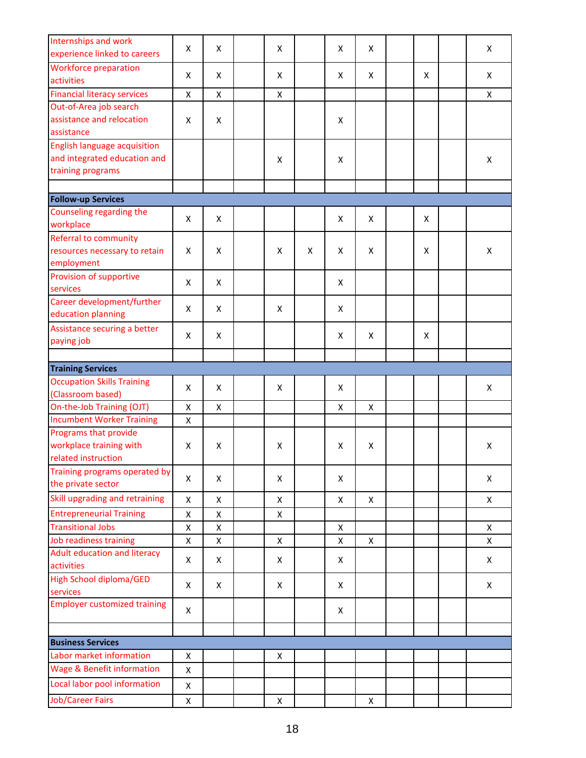| | | | | | | | | | | | |
|---|---|---|---|---|---|---|---|---|---|---|---|
| Internships and work experience linked to careers | X | X | | X | | X | X | | | | X |
| Workforce preparation activities | X | X | | X | | X | X | | X | | X |
| Financial literacy services | X | X | | X | | | | | | | X |
| Out-of-Area job search assistance and relocation assistance | X | X | | | | X | | | | | |
| English language acquisition and integrated education and training programs | | | | X | | X | | | | | X |
| | | | | | | | | | | | |
| **Follow-up Services** | | | | | | | | | | | |
| Counseling regarding the workplace | X | X | | | | X | X | | X | | |
| Referral to community resources necessary to retain employment | X | X | | X | X | X | X | | X | | X |
| Provision of supportive services | X | X | | | | X | | | | | |
| Career development/further education planning | X | X | | X | | X | | | | | |
| Assistance securing a better paying job | X | X | | | | X | X | | X | | |
| | | | | | | | | | | | |
| **Training Services** | | | | | | | | | | | |
| Occupation Skills Training (Classroom based) | X | X | | X | | X | | | | | X |
| On-the-Job Training (OJT) | X | X | | | | X | X | | | | |
| Incumbent Worker Training | X | | | | | | | | | | |
| Programs that provide workplace training with related instruction | X | X | | X | | X | X | | | | X |
| Training programs operated by the private sector | X | X | | X | | X | | | | | X |
| Skill upgrading and retraining | X | X | | X | | X | X | | | | X |
| Entrepreneurial Training | X | X | | X | | | | | | | |
| Transitional Jobs | X | X | | | | X | | | | | X |
| Job readiness training | X | X | | X | | X | X | | | | X |
| Adult education and literacy activities | X | X | | X | | X | | | | | X |
| High School diploma/GED services | X | X | | X | | X | | | | | X |
| Employer customized training | X | | | | | X | | | | | |
| | | | | | | | | | | | |
| **Business Services** | | | | | | | | | | | |
| Labor market information | X | | | X | | | | | | | |
| Wage & Benefit information | X | | | | | | | | | | |
| Local labor pool information | X | | | | | | | | | | |
| Job/Career Fairs | X | | | X | | | X | | | | |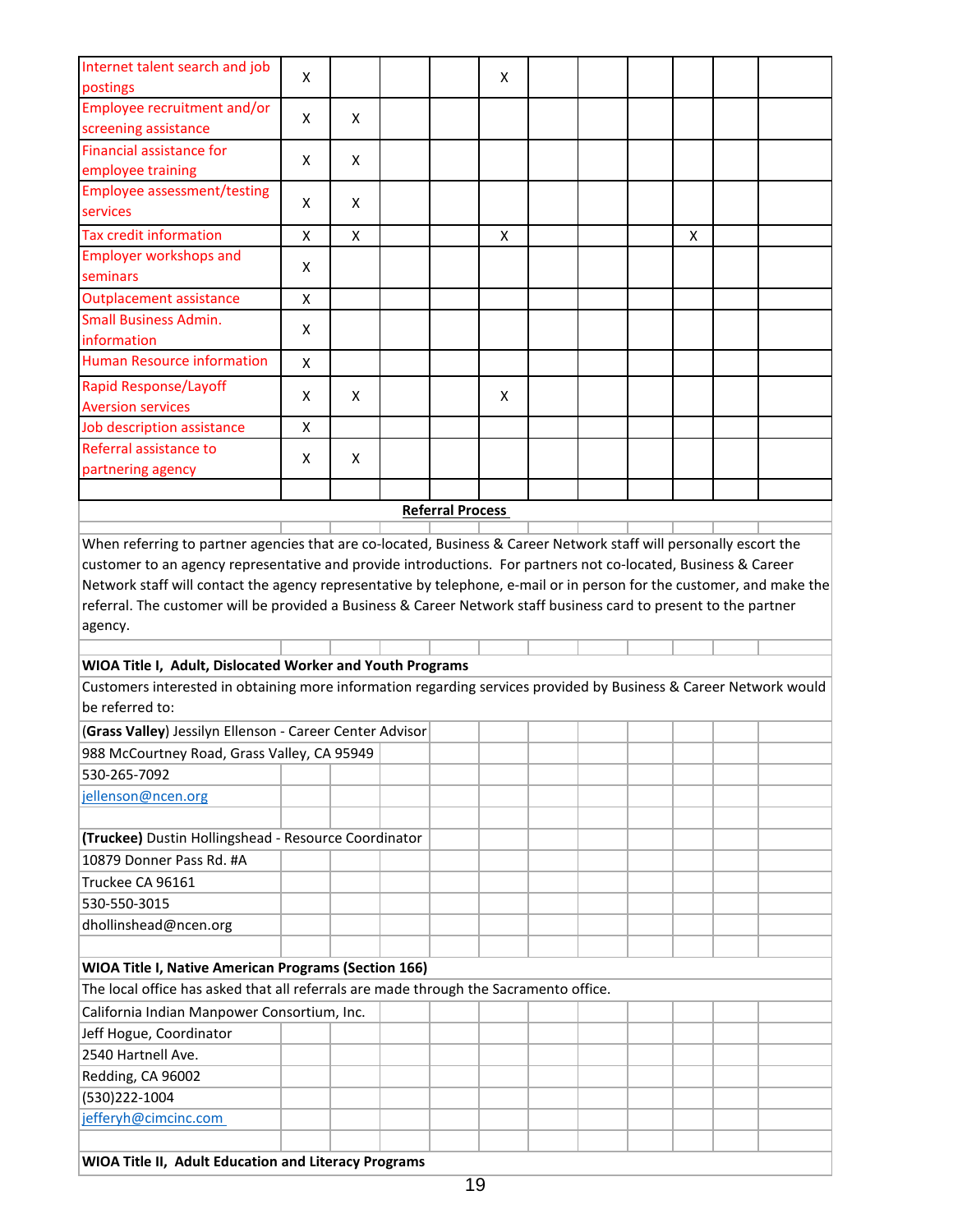| | | | | | | | | | | |
|---|---|---|---|---|---|---|---|---|---|---|
| Internet talent search and job postings | X | | | | X | | | | | |
| Employee recruitment and/or screening assistance | X | X | | | | | | | | |
| Financial assistance for employee training | X | X | | | | | | | | |
| Employee assessment/testing services | X | X | | | | | | | | |
| Tax credit information | X | X | | | X | | | | X | |
| Employer workshops and seminars | X | | | | | | | | | |
| Outplacement assistance | X | | | | | | | | | |
| Small Business Admin. information | X | | | | | | | | | |
| Human Resource information | X | | | | | | | | | |
| Rapid Response/Layoff Aversion services | X | X | | | X | | | | | |
| Job description assistance | X | | | | | | | | | |
| Referral assistance to partnering agency | X | X | | | | | | | | |

**Referral Process**

When referring to partner agencies that are co-located, Business & Career Network staff will personally escort the customer to an agency representative and provide introductions. For partners not co-located, Business & Career Network staff will contact the agency representative by telephone, e-mail or in person for the customer, and make the referral. The customer will be provided a Business & Career Network staff business card to present to the partner agency.

**WIOA Title I, Adult, Dislocated Worker and Youth Programs**

Customers interested in obtaining more information regarding services provided by Business & Career Network would be referred to:

(**Grass Valley**) Jessilyn Ellenson - Career Center Advisor
988 McCourtney Road, Grass Valley, CA 95949
530-265-7092
jellenson@ncen.org

**(Truckee)** Dustin Hollingshead - Resource Coordinator
10879 Donner Pass Rd. #A
Truckee CA 96161
530-550-3015
dhollinshead@ncen.org

**WIOA Title I, Native American Programs (Section 166)**

The local office has asked that all referrals are made through the Sacramento office.

California Indian Manpower Consortium, Inc.
Jeff Hogue, Coordinator
2540 Hartnell Ave.
Redding, CA 96002
(530)222-1004
jefferyh@cimcinc.com

**WIOA Title II, Adult Education and Literacy Programs**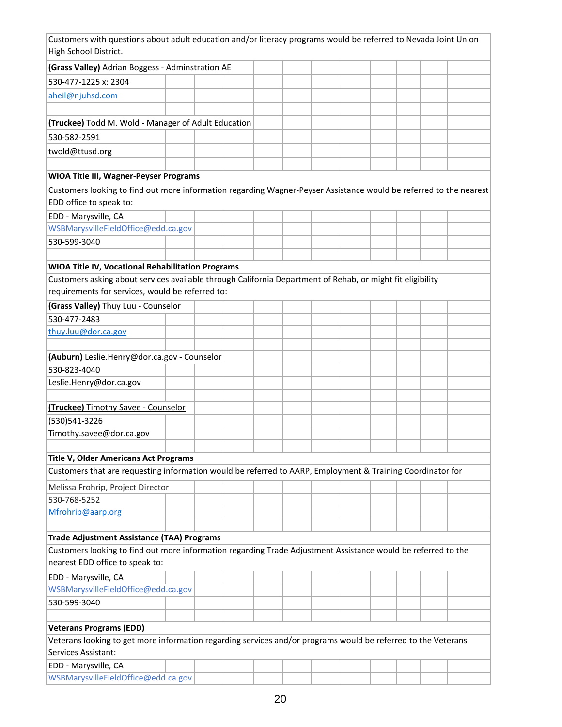Customers with questions about adult education and/or literacy programs would be referred to Nevada Joint Union High School District.

**(Grass Valley)** Adrian Boggess - Adminstration AE

530-477-1225 x: 2304

aheil@njuhsd.com

**(Truckee)** Todd M. Wold - Manager of Adult Education

530-582-2591

twold@ttusd.org

**WIOA Title III, Wagner-Peyser Programs**

Customers looking to find out more information regarding Wagner-Peyser Assistance would be referred to the nearest EDD office to speak to:

EDD - Marysville, CA

WSBMarysvilleFieldOffice@edd.ca.gov

530-599-3040

**WIOA Title IV, Vocational Rehabilitation Programs**

Customers asking about services available through California Department of Rehab, or might fit eligibility requirements for services, would be referred to:

**(Grass Valley)** Thuy Luu - Counselor

530-477-2483

thuy.luu@dor.ca.gov

**(Auburn)** Leslie.Henry@dor.ca.gov - Counselor

530-823-4040

Leslie.Henry@dor.ca.gov

**(Truckee)** Timothy Savee - Counselor

(530)541-3226

Timothy.savee@dor.ca.gov

**Title V, Older Americans Act Programs**

Customers that are requesting information would be referred to AARP, Employment & Training Coordinator for

Melissa Frohrip, Project Director

530-768-5252

Mfrohrip@aarp.org

**Trade Adjustment Assistance (TAA) Programs**

Customers looking to find out more information regarding Trade Adjustment Assistance would be referred to the nearest EDD office to speak to:

EDD - Marysville, CA

WSBMarysvilleFieldOffice@edd.ca.gov

530-599-3040

**Veterans Programs (EDD)**

Veterans looking to get more information regarding services and/or programs would be referred to the Veterans Services Assistant:

EDD - Marysville, CA

WSBMarysvilleFieldOffice@edd.ca.gov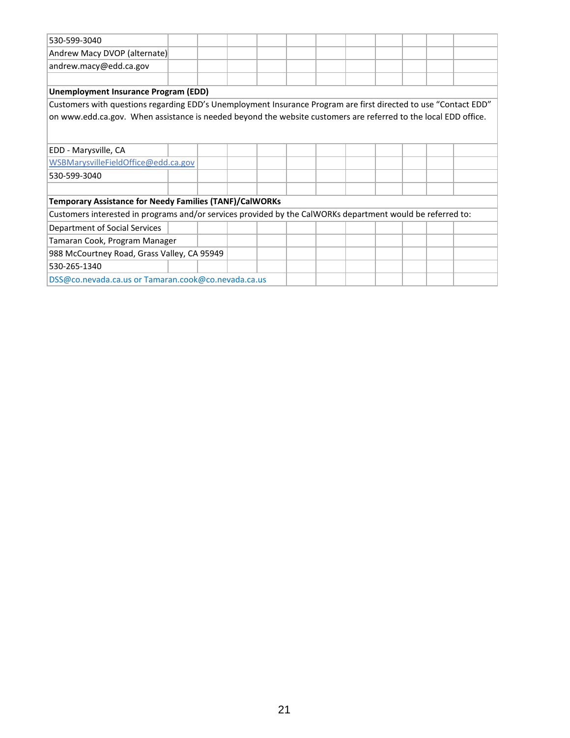| | | | | | | | | | | |
|---|---|---|---|---|---|---|---|---|---|---|
| 530-599-3040 | | | | | | | | | | |
| Andrew Macy DVOP (alternate) | | | | | | | | | | |
| andrew.macy@edd.ca.gov | | | | | | | | | | |
| | | | | | | | | | | |
| **Unemployment Insurance Program (EDD)** | | | | | | | | | | |
| Customers with questions regarding EDD's Unemployment Insurance Program are first directed to use "Contact EDD" on www.edd.ca.gov. When assistance is needed beyond the website customers are referred to the local EDD office. | | | | | | | | | | |
| EDD - Marysville, CA | | | | | | | | | | |
| WSBMarysvilleFieldOffice@edd.ca.gov | | | | | | | | | | |
| 530-599-3040 | | | | | | | | | | |
| | | | | | | | | | | |
| **Temporary Assistance for Needy Families (TANF)/CalWORKs** | | | | | | | | | | |
| Customers interested in programs and/or services provided by the CalWORKs department would be referred to: | | | | | | | | | | |
| Department of Social Services | | | | | | | | | | |
| Tamaran Cook, Program Manager | | | | | | | | | | |
| 988 McCourtney Road, Grass Valley, CA 95949 | | | | | | | | | | |
| 530-265-1340 | | | | | | | | | | |
| DSS@co.nevada.ca.us or Tamaran.cook@co.nevada.ca.us | | | | | | | | | | |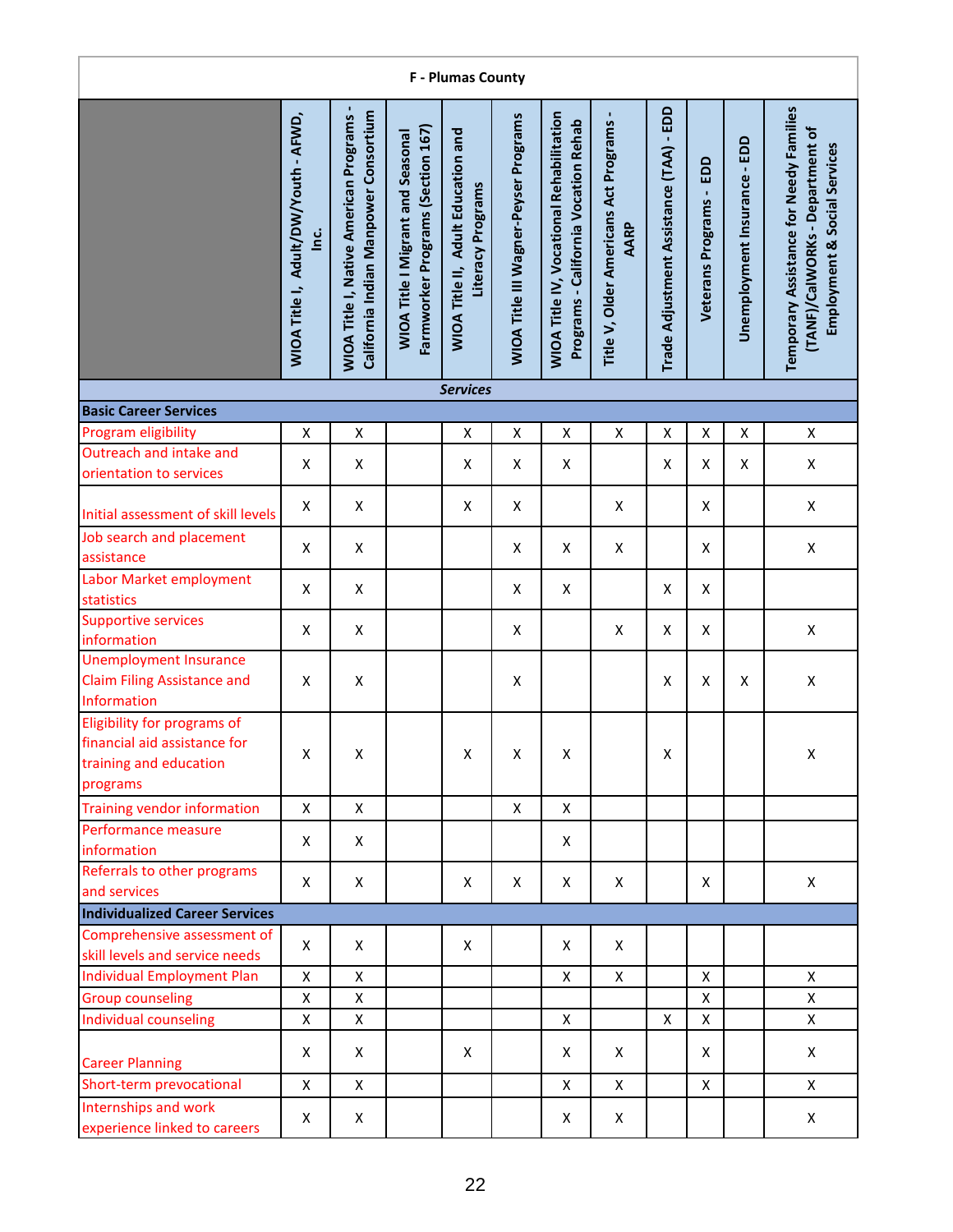**F - Plumas County**

| | WIOA Title I, Adult/DW/Youth - AFWD, Inc. | WIOA Title I, Native American Programs - California Indian Manpower Consortium | WIOA Title I Migrant and Seasonal Farmworker Programs (Section 167) | WIOA Title II, Adult Education and Literacy Programs | WIOA Title III Wagner-Peyser Programs | WIOA Title IV, Vocational Rehabilitation Programs - California Vocation Rehab | Title V, Older Americans Act Programs - AARP | Trade Adjustment Assistance (TAA) - EDD | Veterans Programs - EDD | Unemployment Insurance - EDD | Temporary Assistance for Needy Families (TANF)/CalWORKs - Department of Employment & Social Services |
|---|---|---|---|---|---|---|---|---|---|---|---|
| ***Services*** | | | | | | | | | | | |
| **Basic Career Services** | | | | | | | | | | | |
| Program eligibility | X | X | | X | X | X | X | X | X | X | X |
| Outreach and intake and orientation to services | X | X | | X | X | X | | X | X | X | X |
| Initial assessment of skill levels | X | X | | X | X | | X | | X | | X |
| Job search and placement assistance | X | X | | | X | X | X | | X | | X |
| Labor Market employment statistics | X | X | | | X | X | | X | X | | |
| Supportive services information | X | X | | | X | | X | X | X | | X |
| Unemployment Insurance Claim Filing Assistance and Information | X | X | | | X | | | X | X | X | X |
| Eligibility for programs of financial aid assistance for training and education programs | X | X | | X | X | X | | X | | | X |
| Training vendor information | X | X | | | X | X | | | | | |
| Performance measure information | X | X | | | | X | | | | | |
| Referrals to other programs and services | X | X | | X | X | X | X | | X | | X |
| **Individualized Career Services** | | | | | | | | | | | |
| Comprehensive assessment of skill levels and service needs | X | X | | X | | X | X | | | | |
| Individual Employment Plan | X | X | | | | X | X | | X | | X |
| Group counseling | X | X | | | | | | | X | | X |
| Individual counseling | X | X | | | | X | | X | X | | X |
| Career Planning | X | X | | X | | X | X | | X | | X |
| Short-term prevocational | X | X | | | | X | X | | X | | X |
| Internships and work experience linked to careers | X | X | | | | X | X | | | | X |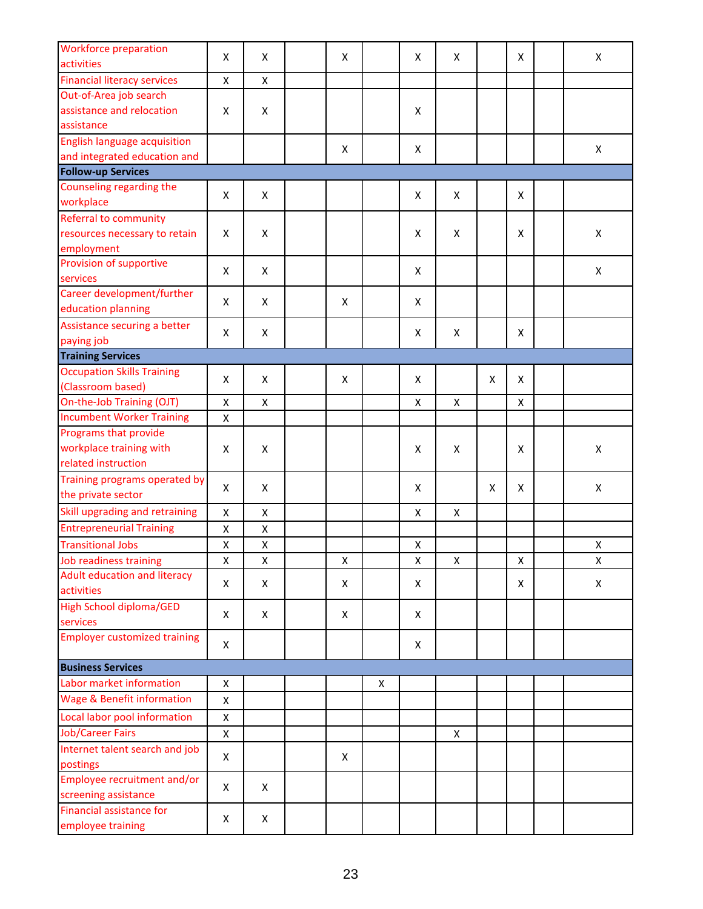| | | | | | | | | | | | |
|---|---|---|---|---|---|---|---|---|---|---|---|
| Workforce preparation activities | X | X | | X | | X | X | | X | | X |
| Financial literacy services | X | X | | | | | | | | | |
| Out-of-Area job search assistance and relocation assistance | X | X | | | | X | | | | | |
| English language acquisition and integrated education and | | | | X | | X | | | | | X |
| **Follow-up Services** | | | | | | | | | | | |
| Counseling regarding the workplace | X | X | | | | X | X | | X | | |
| Referral to community resources necessary to retain employment | X | X | | | | X | X | | X | | X |
| Provision of supportive services | X | X | | | | X | | | | | X |
| Career development/further education planning | X | X | | X | | X | | | | | |
| Assistance securing a better paying job | X | X | | | | X | X | | X | | |
| **Training Services** | | | | | | | | | | | |
| Occupation Skills Training (Classroom based) | X | X | | X | | X | | X | X | | |
| On-the-Job Training (OJT) | X | X | | | | X | X | | X | | |
| Incumbent Worker Training | X | | | | | | | | | | |
| Programs that provide workplace training with related instruction | X | X | | | | X | X | | X | | X |
| Training programs operated by the private sector | X | X | | | | X | | X | X | | X |
| Skill upgrading and retraining | X | X | | | | X | X | | | | |
| Entrepreneurial Training | X | X | | | | | | | | | |
| Transitional Jobs | X | X | | | | X | | | | | X |
| Job readiness training | X | X | | X | | X | X | | X | | X |
| Adult education and literacy activities | X | X | | X | | X | | | X | | X |
| High School diploma/GED services | X | X | | X | | X | | | | | |
| Employer customized training | X | | | | | X | | | | | |
| **Business Services** | | | | | | | | | | | |
| Labor market information | X | | | | X | | | | | | |
| Wage & Benefit information | X | | | | | | | | | | |
| Local labor pool information | X | | | | | | | | | | |
| Job/Career Fairs | X | | | | | | X | | | | |
| Internet talent search and job postings | X | | | X | | | | | | | |
| Employee recruitment and/or screening assistance | X | X | | | | | | | | | |
| Financial assistance for employee training | X | X | | | | | | | | | |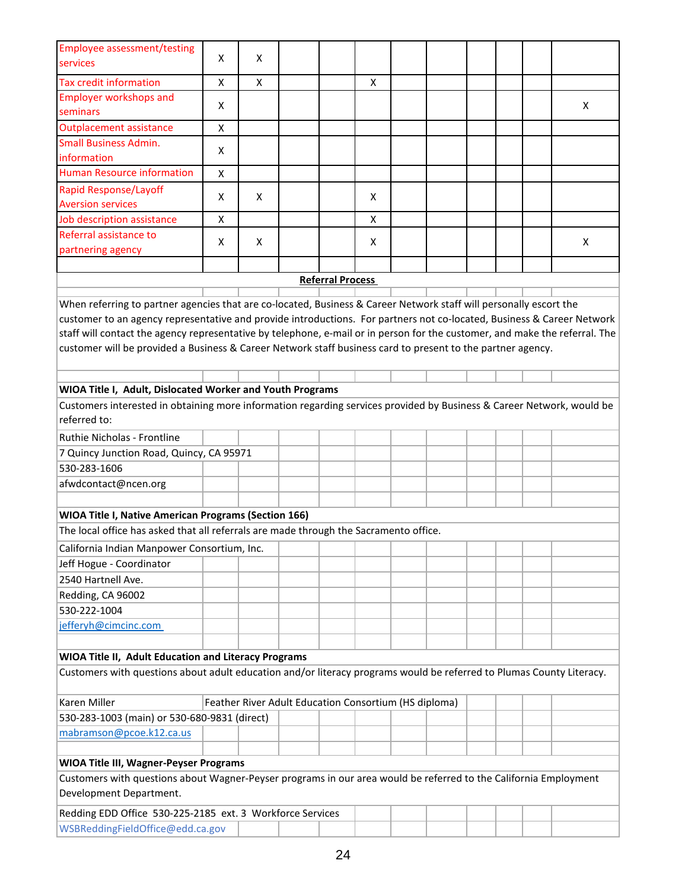| | | | | | | | | | | | |
|---|---|---|---|---|---|---|---|---|---|---|---|
| Employee assessment/testing services | X | X | | | | | | | | | |
| Tax credit information | X | X | | | X | | | | | | |
| Employer workshops and seminars | X | | | | | | | | | | X |
| Outplacement assistance | X | | | | | | | | | | |
| Small Business Admin. information | X | | | | | | | | | | |
| Human Resource information | X | | | | | | | | | | |
| Rapid Response/Layoff Aversion services | X | X | | | X | | | | | | |
| Job description assistance | X | | | | X | | | | | | |
| Referral assistance to partnering agency | X | X | | | X | | | | | | X |

**Referral Process**

When referring to partner agencies that are co-located, Business & Career Network staff will personally escort the customer to an agency representative and provide introductions. For partners not co-located, Business & Career Network staff will contact the agency representative by telephone, e-mail or in person for the customer, and make the referral. The customer will be provided a Business & Career Network staff business card to present to the partner agency.

**WIOA Title I, Adult, Dislocated Worker and Youth Programs**

Customers interested in obtaining more information regarding services provided by Business & Career Network, would be referred to:

Ruthie Nicholas - Frontline
7 Quincy Junction Road, Quincy, CA 95971
530-283-1606
afwdcontact@ncen.org

**WIOA Title I, Native American Programs (Section 166)**

The local office has asked that all referrals are made through the Sacramento office.

California Indian Manpower Consortium, Inc.
Jeff Hogue - Coordinator
2540 Hartnell Ave.
Redding, CA 96002
530-222-1004
jefferyh@cimcinc.com

**WIOA Title II, Adult Education and Literacy Programs**

Customers with questions about adult education and/or literacy programs would be referred to Plumas County Literacy.

Karen Miller — Feather River Adult Education Consortium (HS diploma)
530-283-1003 (main) or 530-680-9831 (direct)
mabramson@pcoe.k12.ca.us

**WIOA Title III, Wagner-Peyser Programs**

Customers with questions about Wagner-Peyser programs in our area would be referred to the California Employment Development Department.

Redding EDD Office 530-225-2185 ext. 3 Workforce Services
WSBReddingFieldOffice@edd.ca.gov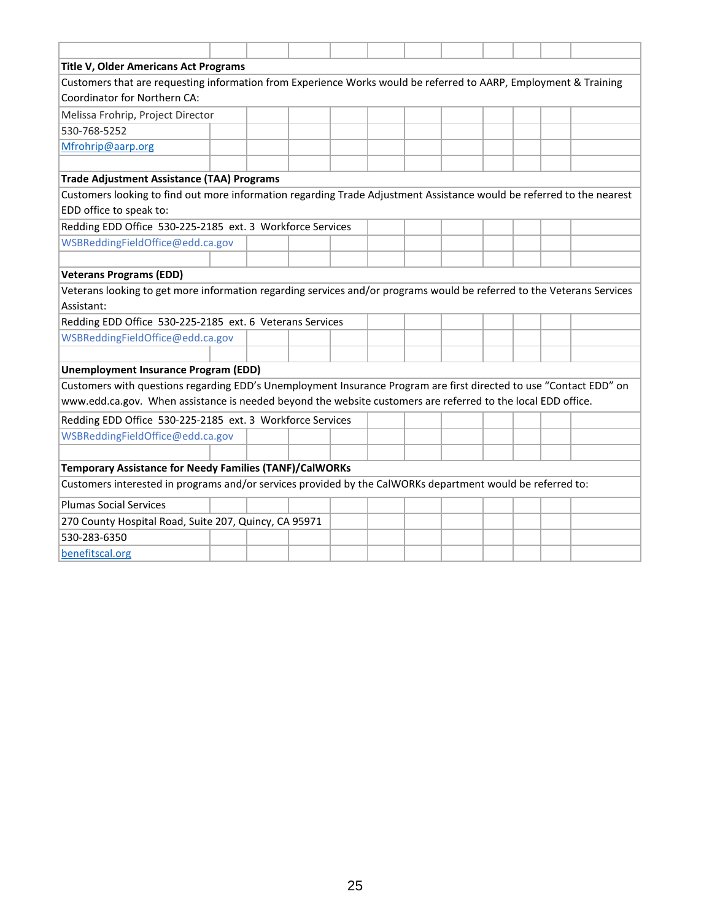**Title V, Older Americans Act Programs**

Customers that are requesting information from Experience Works would be referred to AARP, Employment & Training Coordinator for Northern CA:

Melissa Frohrip, Project Director
530-768-5252
Mfrohrip@aarp.org

**Trade Adjustment Assistance (TAA) Programs**

Customers looking to find out more information regarding Trade Adjustment Assistance would be referred to the nearest EDD office to speak to:

Redding EDD Office 530-225-2185 ext. 3 Workforce Services
WSBReddingFieldOffice@edd.ca.gov

**Veterans Programs (EDD)**

Veterans looking to get more information regarding services and/or programs would be referred to the Veterans Services Assistant:

Redding EDD Office 530-225-2185 ext. 6 Veterans Services
WSBReddingFieldOffice@edd.ca.gov

**Unemployment Insurance Program (EDD)**

Customers with questions regarding EDD's Unemployment Insurance Program are first directed to use "Contact EDD" on www.edd.ca.gov. When assistance is needed beyond the website customers are referred to the local EDD office.

Redding EDD Office 530-225-2185 ext. 3 Workforce Services
WSBReddingFieldOffice@edd.ca.gov

**Temporary Assistance for Needy Families (TANF)/CalWORKs**

Customers interested in programs and/or services provided by the CalWORKs department would be referred to:

Plumas Social Services
270 County Hospital Road, Suite 207, Quincy, CA 95971
530-283-6350
benefitscal.org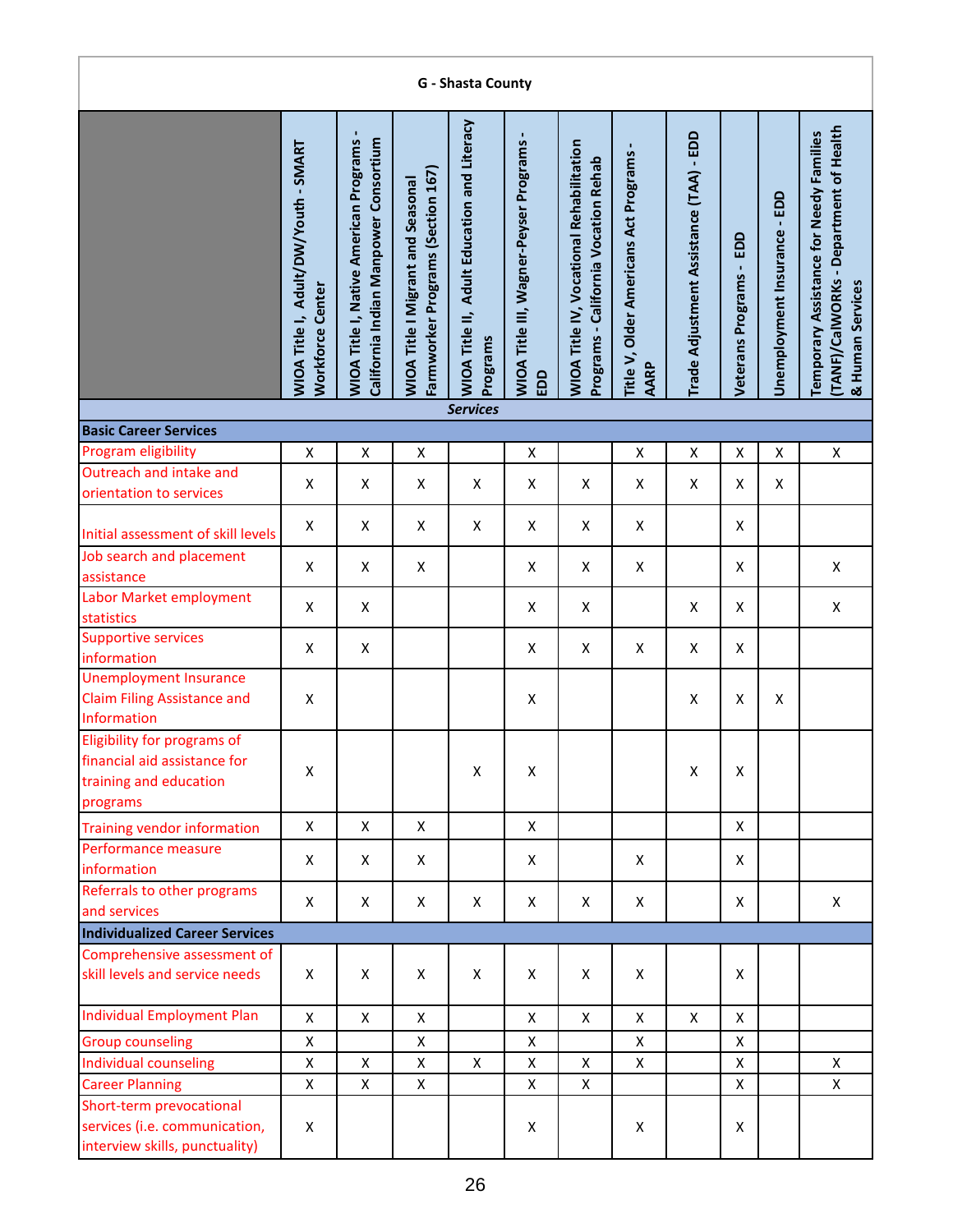# G - Shasta County

| | WIOA Title I, Adult/DW/Youth - SMART Workforce Center | WIOA Title I, Native American Programs - California Indian Manpower Consortium | WIOA Title I Migrant and Seasonal Farmworker Programs (Section 167) | WIOA Title II, Adult Education and Literacy Programs | WIOA Title III, Wagner-Peyser Programs - EDD | WIOA Title IV, Vocational Rehabilitation Programs - California Vocation Rehab | Title V, Older Americans Act Programs - AARP | Trade Adjustment Assistance (TAA) - EDD | Veterans Programs - EDD | Unemployment Insurance - EDD | Temporary Assistance for Needy Families (TANF)/CalWORKs - Department of Health & Human Services |
|---|---|---|---|---|---|---|---|---|---|---|---|
| | | | | | ***Services*** | | | | | | |
| **Basic Career Services** | | | | | | | | | | | |
| Program eligibility | X | X | X | | X | | X | X | X | X | X |
| Outreach and intake and orientation to services | X | X | X | X | X | X | X | X | X | X | |
| Initial assessment of skill levels | X | X | X | X | X | X | X | | X | | |
| Job search and placement assistance | X | X | X | | X | X | X | | X | | X |
| Labor Market employment statistics | X | X | | | X | X | | X | X | | X |
| Supportive services information | X | X | | | X | X | X | X | X | | |
| Unemployment Insurance Claim Filing Assistance and Information | X | | | | X | | | X | X | X | |
| Eligibility for programs of financial aid assistance for training and education programs | X | | | X | X | | | X | X | | |
| Training vendor information | X | X | X | | X | | | | X | | |
| Performance measure information | X | X | X | | X | | X | | X | | |
| Referrals to other programs and services | X | X | X | X | X | X | X | | X | | X |
| **Individualized Career Services** | | | | | | | | | | | |
| Comprehensive assessment of skill levels and service needs | X | X | X | X | X | X | X | | X | | |
| Individual Employment Plan | X | X | X | | X | X | X | X | X | | |
| Group counseling | X | | X | | X | | X | | X | | |
| Individual counseling | X | X | X | X | X | X | X | | X | | X |
| Career Planning | X | X | X | | X | X | | | X | | X |
| Short-term prevocational services (i.e. communication, interview skills, punctuality) | X | | | | X | | X | | X | | |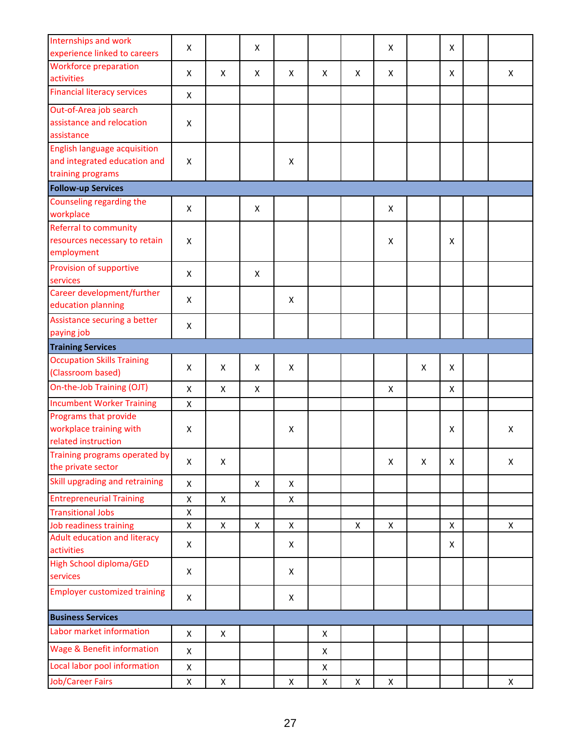| | | | | | | | | | | | |
|---|---|---|---|---|---|---|---|---|---|---|---|
| Internships and work experience linked to careers | X | | X | | | | X | | X | | |
| Workforce preparation activities | X | X | X | X | X | X | X | | X | | X |
| Financial literacy services | X | | | | | | | | | | |
| Out-of-Area job search assistance and relocation assistance | X | | | | | | | | | | |
| English language acquisition and integrated education and training programs | X | | | X | | | | | | | |
| **Follow-up Services** | | | | | | | | | | | |
| Counseling regarding the workplace | X | | X | | | | X | | | | |
| Referral to community resources necessary to retain employment | X | | | | | | X | | X | | |
| Provision of supportive services | X | | X | | | | | | | | |
| Career development/further education planning | X | | | X | | | | | | | |
| Assistance securing a better paying job | X | | | | | | | | | | |
| **Training Services** | | | | | | | | | | | |
| Occupation Skills Training (Classroom based) | X | X | X | X | | | | X | X | | |
| On-the-Job Training (OJT) | X | X | X | | | | X | | X | | |
| Incumbent Worker Training | X | | | | | | | | | | |
| Programs that provide workplace training with related instruction | X | | | X | | | | | X | | X |
| Training programs operated by the private sector | X | X | | | | | X | X | X | | X |
| Skill upgrading and retraining | X | | X | X | | | | | | | |
| Entrepreneurial Training | X | X | | X | | | | | | | |
| Transitional Jobs | X | | | | | | | | | | |
| Job readiness training | X | X | X | X | | X | X | | X | | X |
| Adult education and literacy activities | X | | | X | | | | | X | | |
| High School diploma/GED services | X | | | X | | | | | | | |
| Employer customized training | X | | | X | | | | | | | |
| **Business Services** | | | | | | | | | | | |
| Labor market information | X | X | | | X | | | | | | |
| Wage & Benefit information | X | | | | X | | | | | | |
| Local labor pool information | X | | | | X | | | | | | |
| Job/Career Fairs | X | X | | X | X | X | X | | | | X |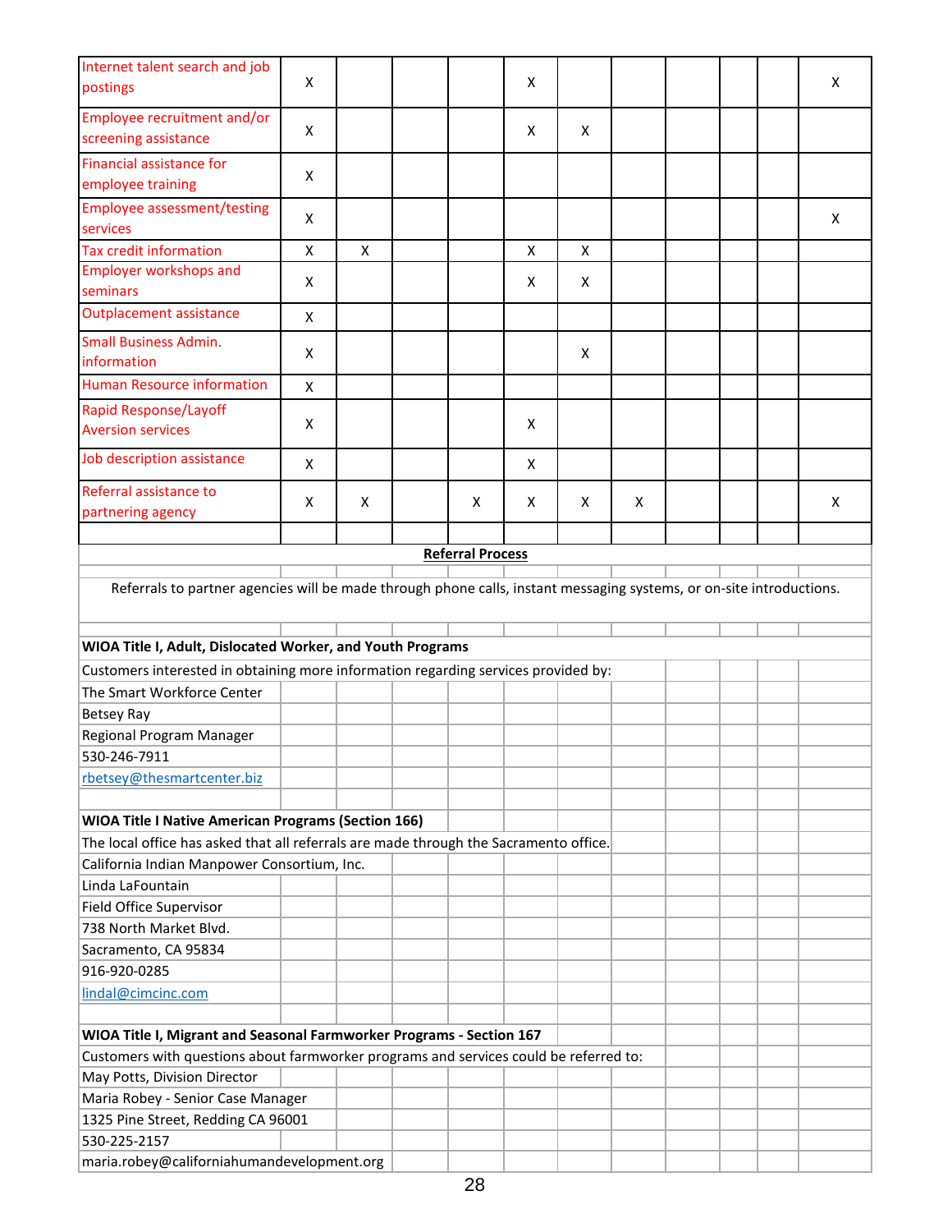| | | | | | | | | | | | |
|---|---|---|---|---|---|---|---|---|---|---|---|
| Internet talent search and job postings | X | | | | X | | | | | | X |
| Employee recruitment and/or screening assistance | X | | | | X | X | | | | | |
| Financial assistance for employee training | X | | | | | | | | | | |
| Employee assessment/testing services | X | | | | | | | | | | X |
| Tax credit information | X | X | | | X | X | | | | | |
| Employer workshops and seminars | X | | | | X | X | | | | | |
| Outplacement assistance | X | | | | | | | | | | |
| Small Business Admin. information | X | | | | | X | | | | | |
| Human Resource information | X | | | | | | | | | | |
| Rapid Response/Layoff Aversion services | X | | | | X | | | | | | |
| Job description assistance | X | | | | X | | | | | | |
| Referral assistance to partnering agency | X | X | | X | X | X | X | | | | X |

**Referral Process**

Referrals to partner agencies will be made through phone calls, instant messaging systems, or on-site introductions.

**WIOA Title I, Adult, Dislocated Worker, and Youth Programs**

Customers interested in obtaining more information regarding services provided by:

The Smart Workforce Center
Betsey Ray
Regional Program Manager
530-246-7911
rbetsey@thesmartcenter.biz

**WIOA Title I Native American Programs (Section 166)**

The local office has asked that all referrals are made through the Sacramento office.

California Indian Manpower Consortium, Inc.
Linda LaFountain
Field Office Supervisor
738 North Market Blvd.
Sacramento, CA 95834
916-920-0285
lindal@cimcinc.com

**WIOA Title I, Migrant and Seasonal Farmworker Programs - Section 167**

Customers with questions about farmworker programs and services could be referred to:

May Potts, Division Director
Maria Robey - Senior Case Manager
1325 Pine Street, Redding CA 96001
530-225-2157
maria.robey@californiahumandevelopment.org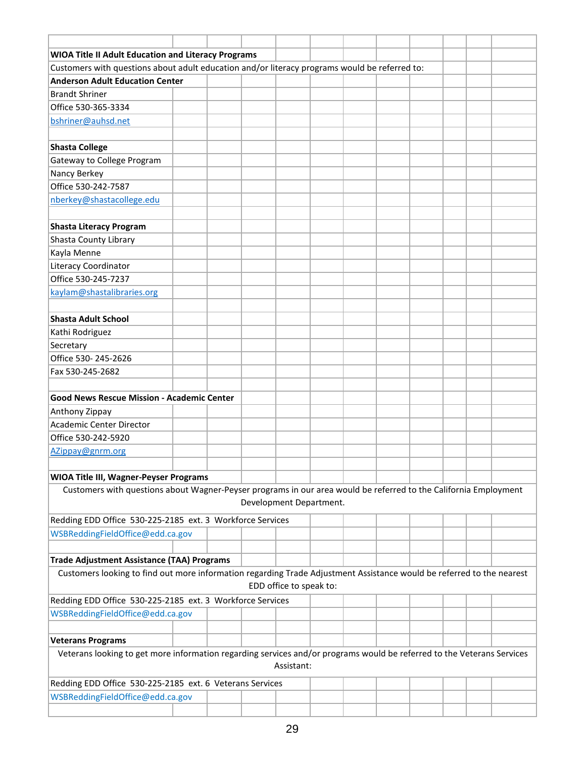**WIOA Title II Adult Education and Literacy Programs**

Customers with questions about adult education and/or literacy programs would be referred to:

**Anderson Adult Education Center**
Brandt Shriner
Office 530-365-3334
bshriner@auhsd.net

**Shasta College**
Gateway to College Program
Nancy Berkey
Office 530-242-7587
nberkey@shastacollege.edu

**Shasta Literacy Program**
Shasta County Library
Kayla Menne
Literacy Coordinator
Office 530-245-7237
kaylam@shastalibraries.org

**Shasta Adult School**
Kathi Rodriguez
Secretary
Office 530- 245-2626
Fax 530-245-2682

**Good News Rescue Mission - Academic Center**
Anthony Zippay
Academic Center Director
Office 530-242-5920
AZippay@gnrm.org

**WIOA Title III, Wagner-Peyser Programs**

Customers with questions about Wagner-Peyser programs in our area would be referred to the California Employment Development Department.

Redding EDD Office 530-225-2185 ext. 3 Workforce Services
WSBReddingFieldOffice@edd.ca.gov

**Trade Adjustment Assistance (TAA) Programs**

Customers looking to find out more information regarding Trade Adjustment Assistance would be referred to the nearest EDD office to speak to:

Redding EDD Office 530-225-2185 ext. 3 Workforce Services
WSBReddingFieldOffice@edd.ca.gov

**Veterans Programs**

Veterans looking to get more information regarding services and/or programs would be referred to the Veterans Services Assistant:

Redding EDD Office 530-225-2185 ext. 6 Veterans Services
WSBReddingFieldOffice@edd.ca.gov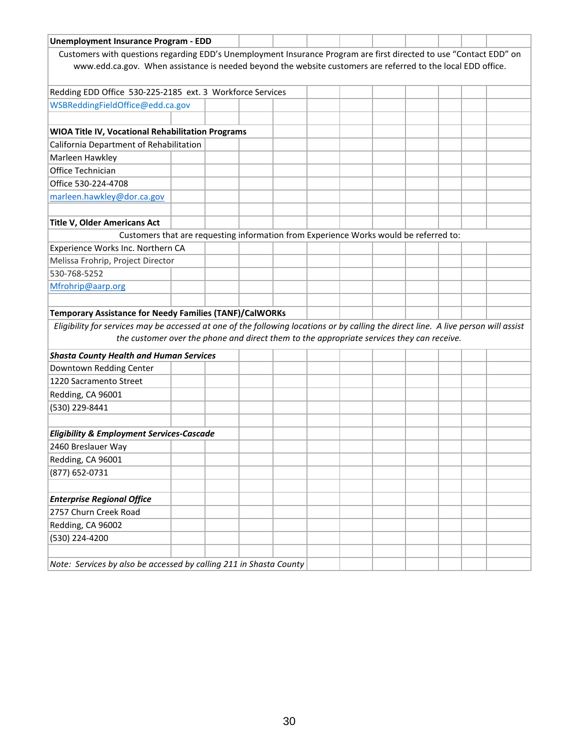**Unemployment Insurance Program - EDD**

Customers with questions regarding EDD's Unemployment Insurance Program are first directed to use "Contact EDD" on www.edd.ca.gov. When assistance is needed beyond the website customers are referred to the local EDD office.

Redding EDD Office 530-225-2185 ext. 3 Workforce Services
WSBReddingFieldOffice@edd.ca.gov

**WIOA Title IV, Vocational Rehabilitation Programs**

California Department of Rehabilitation
Marleen Hawkley
Office Technician
Office 530-224-4708
marleen.hawkley@dor.ca.gov

**Title V, Older Americans Act**

Customers that are requesting information from Experience Works would be referred to:

Experience Works Inc. Northern CA
Melissa Frohrip, Project Director
530-768-5252
Mfrohrip@aarp.org

**Temporary Assistance for Needy Families (TANF)/CalWORKs**

*Eligibility for services may be accessed at one of the following locations or by calling the direct line. A live person will assist the customer over the phone and direct them to the appropriate services they can receive.*

***Shasta County Health and Human Services***

Downtown Redding Center
1220 Sacramento Street
Redding, CA 96001
(530) 229-8441

***Eligibility & Employment Services-Cascade***

2460 Breslauer Way
Redding, CA 96001
(877) 652-0731

***Enterprise Regional Office***

2757 Churn Creek Road
Redding, CA 96002
(530) 224-4200

*Note: Services by also be accessed by calling 211 in Shasta County*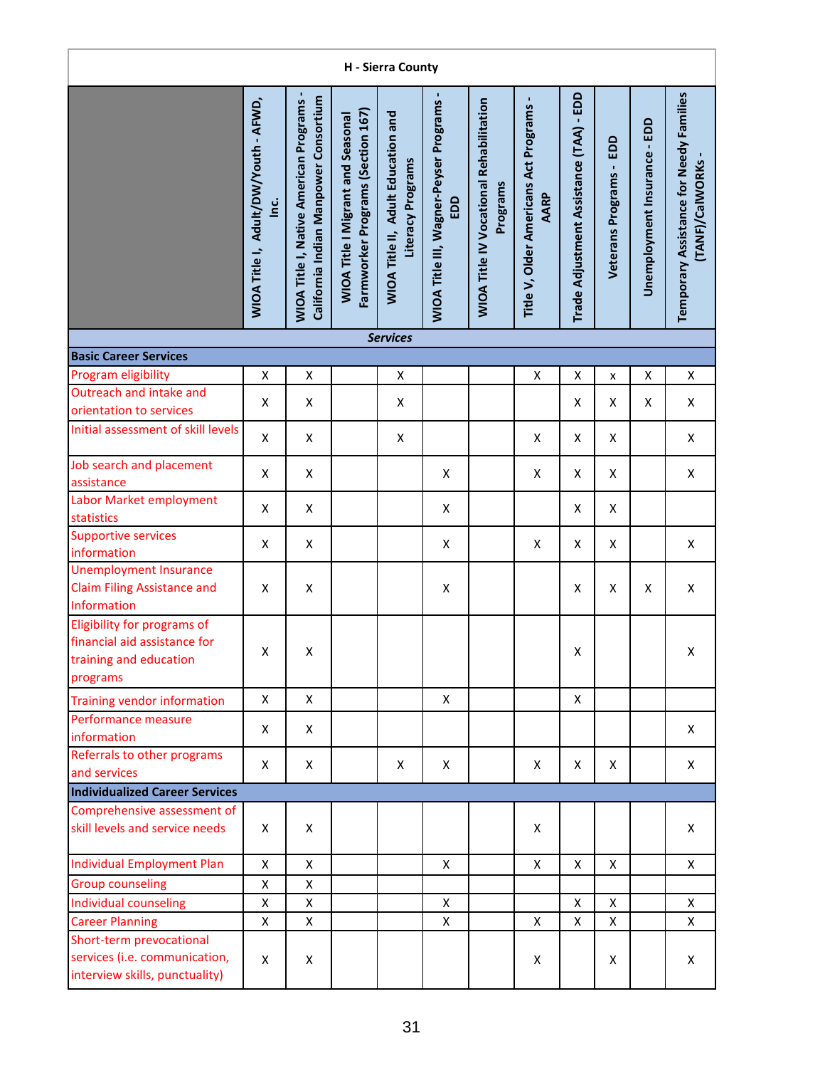| H - Sierra County | | | | | | | | | | | |
|---|---|---|---|---|---|---|---|---|---|---|---|
| | WIOA Title I, Adult/DW/Youth - AFWD, Inc. | WIOA Title I, Native American Programs - California Indian Manpower Consortium | WIOA Title I Migrant and Seasonal Farmworker Programs (Section 167) | WIOA Title II, Adult Education and Literacy Programs | WIOA Title III, Wagner-Peyser Programs - EDD | WIOA Title IV Vocational Rehabilitation Programs | Title V, Older Americans Act Programs - AARP | Trade Adjustment Assistance (TAA) - EDD | Veterans Programs - EDD | Unemployment Insurance - EDD | Temporary Assistance for Needy Families (TANF)/CalWORKs - |
| ***Services*** | | | | | | | | | | | |
| **Basic Career Services** | | | | | | | | | | | |
| Program eligibility | X | X | | X | | | X | X | x | X | X |
| Outreach and intake and orientation to services | X | X | | X | | | | X | X | X | X |
| Initial assessment of skill levels | X | X | | X | | | X | X | X | | X |
| Job search and placement assistance | X | X | | | X | | X | X | X | | X |
| Labor Market employment statistics | X | X | | | X | | | X | X | | |
| Supportive services information | X | X | | | X | | X | X | X | | X |
| Unemployment Insurance Claim Filing Assistance and Information | X | X | | | X | | | X | X | X | X |
| Eligibility for programs of financial aid assistance for training and education programs | X | X | | | | | | X | | | X |
| Training vendor information | X | X | | | X | | | X | | | |
| Performance measure information | X | X | | | | | | | | | X |
| Referrals to other programs and services | X | X | | X | X | | X | X | X | | X |
| **Individualized Career Services** | | | | | | | | | | | |
| Comprehensive assessment of skill levels and service needs | X | X | | | | | X | | | | X |
| Individual Employment Plan | X | X | | | X | | X | X | X | | X |
| Group counseling | X | X | | | | | | | | | |
| Individual counseling | X | X | | | X | | | X | X | | X |
| Career Planning | X | X | | | X | | X | X | X | | X |
| Short-term prevocational services (i.e. communication, interview skills, punctuality) | X | X | | | | | X | | X | | X |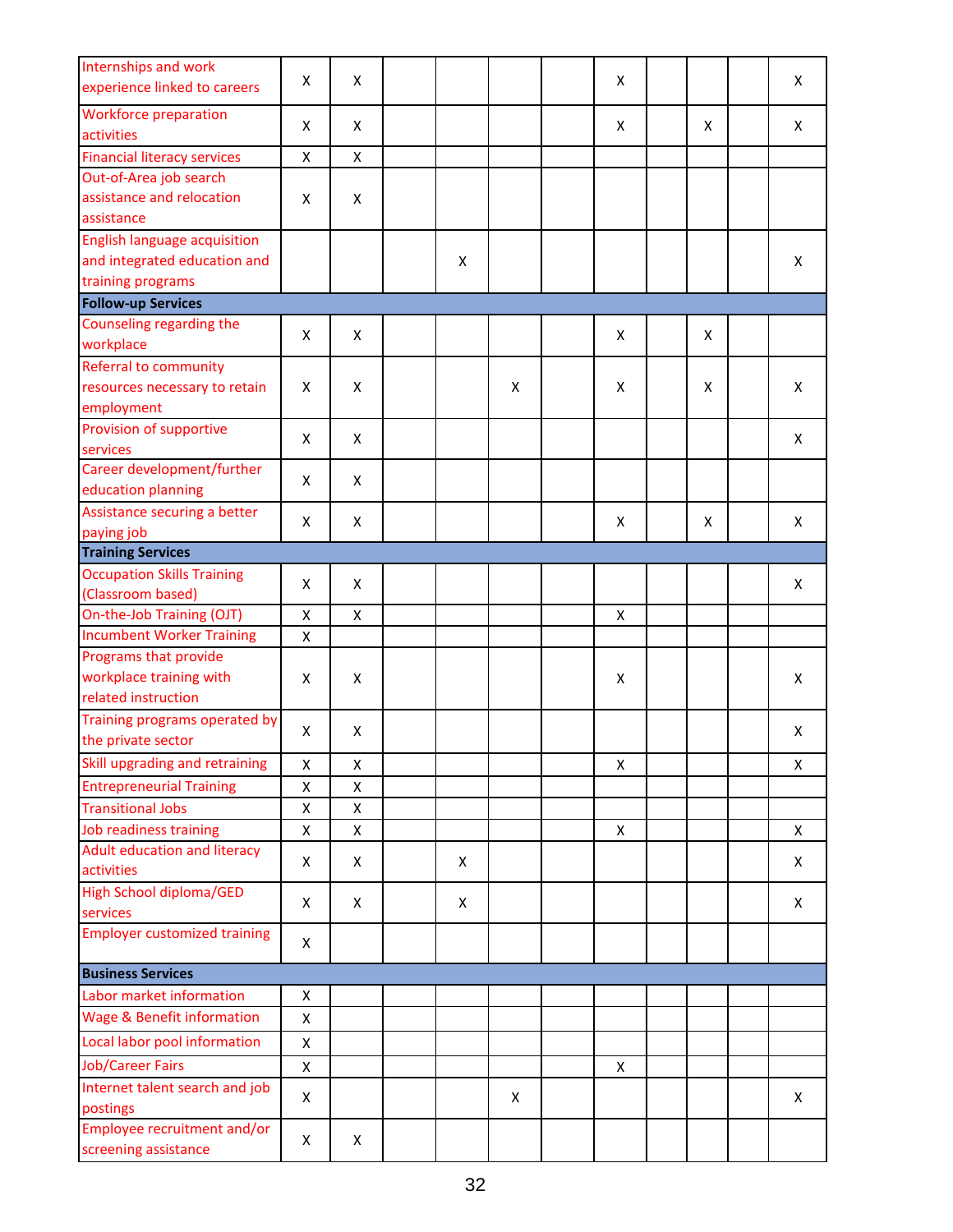| | | | | | | | | | | | |
|---|---|---|---|---|---|---|---|---|---|---|---|
| Internships and work experience linked to careers | X | X | | | | | X | | | | X |
| Workforce preparation activities | X | X | | | | | X | | X | | X |
| Financial literacy services | X | X | | | | | | | | | |
| Out-of-Area job search assistance and relocation assistance | X | X | | | | | | | | | |
| English language acquisition and integrated education and training programs | | | | X | | | | | | | X |
| **Follow-up Services** | | | | | | | | | | | |
| Counseling regarding the workplace | X | X | | | | | X | | X | | |
| Referral to community resources necessary to retain employment | X | X | | | X | | X | | X | | X |
| Provision of supportive services | X | X | | | | | | | | | X |
| Career development/further education planning | X | X | | | | | | | | | |
| Assistance securing a better paying job | X | X | | | | | X | | X | | X |
| **Training Services** | | | | | | | | | | | |
| Occupation Skills Training (Classroom based) | X | X | | | | | | | | | X |
| On-the-Job Training (OJT) | X | X | | | | | X | | | | |
| Incumbent Worker Training | X | | | | | | | | | | |
| Programs that provide workplace training with related instruction | X | X | | | | | X | | | | X |
| Training programs operated by the private sector | X | X | | | | | | | | | X |
| Skill upgrading and retraining | X | X | | | | | X | | | | X |
| Entrepreneurial Training | X | X | | | | | | | | | |
| Transitional Jobs | X | X | | | | | | | | | |
| Job readiness training | X | X | | | | | X | | | | X |
| Adult education and literacy activities | X | X | | X | | | | | | | X |
| High School diploma/GED services | X | X | | X | | | | | | | X |
| Employer customized training | X | | | | | | | | | | |
| **Business Services** | | | | | | | | | | | |
| Labor market information | X | | | | | | | | | | |
| Wage & Benefit information | X | | | | | | | | | | |
| Local labor pool information | X | | | | | | | | | | |
| Job/Career Fairs | X | | | | | | X | | | | |
| Internet talent search and job postings | X | | | | X | | | | | | X |
| Employee recruitment and/or screening assistance | X | X | | | | | | | | | |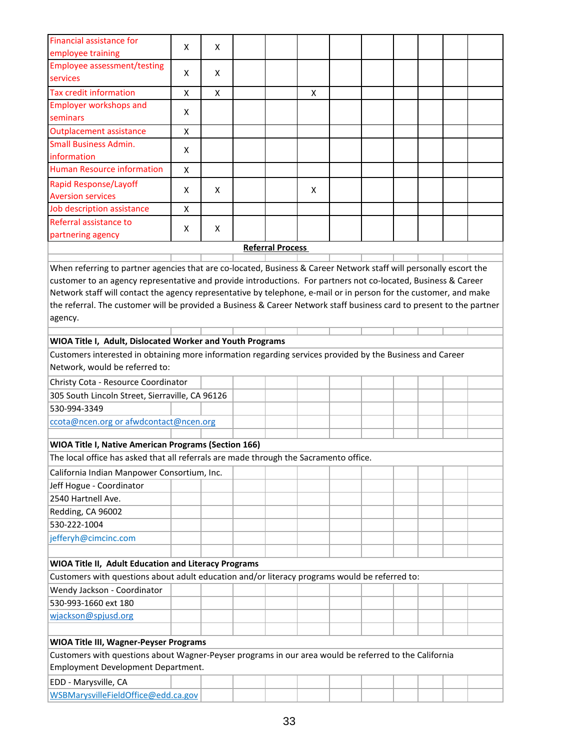| | | | | | | | | | | | |
|---|---|---|---|---|---|---|---|---|---|---|---|
| Financial assistance for employee training | X | X | | | | | | | | | |
| Employee assessment/testing services | X | X | | | | | | | | | |
| Tax credit information | X | X | | | X | | | | | | |
| Employer workshops and seminars | X | | | | | | | | | | |
| Outplacement assistance | X | | | | | | | | | | |
| Small Business Admin. information | X | | | | | | | | | | |
| Human Resource information | X | | | | | | | | | | |
| Rapid Response/Layoff Aversion services | X | X | | | X | | | | | | |
| Job description assistance | X | | | | | | | | | | |
| Referral assistance to partnering agency | X | X | | | | | | | | | |

**Referral Process**

When referring to partner agencies that are co-located, Business & Career Network staff will personally escort the customer to an agency representative and provide introductions. For partners not co-located, Business & Career Network staff will contact the agency representative by telephone, e-mail or in person for the customer, and make the referral. The customer will be provided a Business & Career Network staff business card to present to the partner agency.

**WIOA Title I, Adult, Dislocated Worker and Youth Programs**

Customers interested in obtaining more information regarding services provided by the Business and Career Network, would be referred to:

Christy Cota - Resource Coordinator
305 South Lincoln Street, Sierraville, CA 96126
530-994-3349
ccota@ncen.org or afwdcontact@ncen.org

**WIOA Title I, Native American Programs (Section 166)**

The local office has asked that all referrals are made through the Sacramento office.

California Indian Manpower Consortium, Inc.
Jeff Hogue - Coordinator
2540 Hartnell Ave.
Redding, CA 96002
530-222-1004
jefferyh@cimcinc.com

**WIOA Title II, Adult Education and Literacy Programs**

Customers with questions about adult education and/or literacy programs would be referred to:

Wendy Jackson - Coordinator
530-993-1660 ext 180
wjackson@spjusd.org

**WIOA Title III, Wagner-Peyser Programs**

Customers with questions about Wagner-Peyser programs in our area would be referred to the California Employment Development Department.

EDD - Marysville, CA
WSBMarysvilleFieldOffice@edd.ca.gov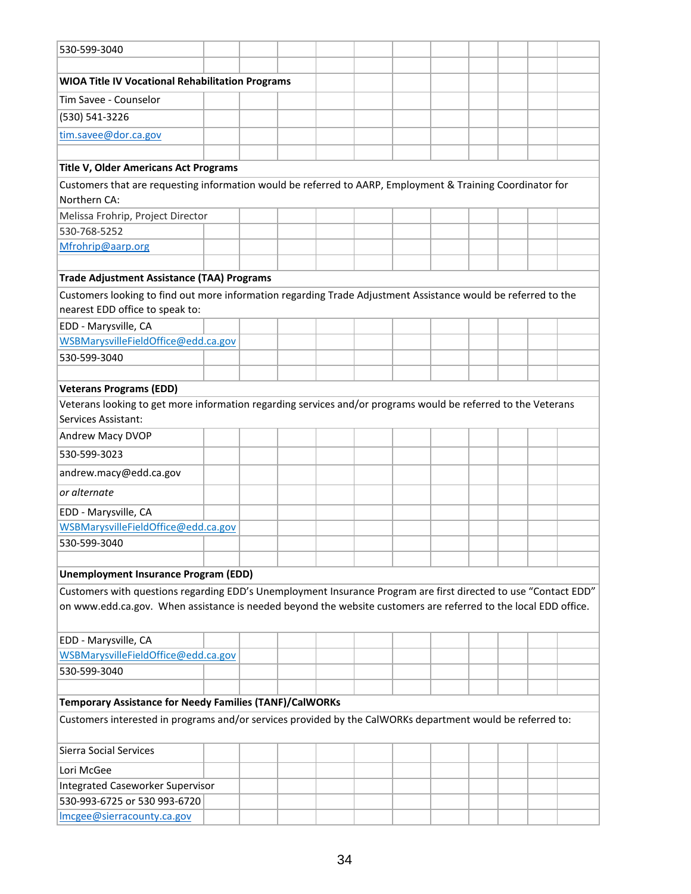| | | | | | | | | | | |
|---|---|---|---|---|---|---|---|---|---|---|
| 530-599-3040 | | | | | | | | | | |
| | | | | | | | | | | |
| **WIOA Title IV Vocational Rehabilitation Programs** | | | | | | | | | | |
| Tim Savee - Counselor | | | | | | | | | | |
| (530) 541-3226 | | | | | | | | | | |
| tim.savee@dor.ca.gov | | | | | | | | | | |
| | | | | | | | | | | |
| **Title V, Older Americans Act Programs** | | | | | | | | | | |
| Customers that are requesting information would be referred to AARP, Employment & Training Coordinator for Northern CA: | | | | | | | | | | |
| Melissa Frohrip, Project Director | | | | | | | | | | |
| 530-768-5252 | | | | | | | | | | |
| Mfrohrip@aarp.org | | | | | | | | | | |
| | | | | | | | | | | |
| **Trade Adjustment Assistance (TAA) Programs** | | | | | | | | | | |
| Customers looking to find out more information regarding Trade Adjustment Assistance would be referred to the nearest EDD office to speak to: | | | | | | | | | | |
| EDD - Marysville, CA | | | | | | | | | | |
| WSBMarysvilleFieldOffice@edd.ca.gov | | | | | | | | | | |
| 530-599-3040 | | | | | | | | | | |
| | | | | | | | | | | |
| **Veterans Programs (EDD)** | | | | | | | | | | |
| Veterans looking to get more information regarding services and/or programs would be referred to the Veterans Services Assistant: | | | | | | | | | | |
| Andrew Macy DVOP | | | | | | | | | | |
| 530-599-3023 | | | | | | | | | | |
| andrew.macy@edd.ca.gov | | | | | | | | | | |
| *or alternate* | | | | | | | | | | |
| EDD - Marysville, CA | | | | | | | | | | |
| WSBMarysvilleFieldOffice@edd.ca.gov | | | | | | | | | | |
| 530-599-3040 | | | | | | | | | | |
| | | | | | | | | | | |
| **Unemployment Insurance Program (EDD)** | | | | | | | | | | |
| Customers with questions regarding EDD's Unemployment Insurance Program are first directed to use "Contact EDD" on www.edd.ca.gov. When assistance is needed beyond the website customers are referred to the local EDD office. | | | | | | | | | | |
| EDD - Marysville, CA | | | | | | | | | | |
| WSBMarysvilleFieldOffice@edd.ca.gov | | | | | | | | | | |
| 530-599-3040 | | | | | | | | | | |
| | | | | | | | | | | |
| **Temporary Assistance for Needy Families (TANF)/CalWORKs** | | | | | | | | | | |
| Customers interested in programs and/or services provided by the CalWORKs department would be referred to: | | | | | | | | | | |
| Sierra Social Services | | | | | | | | | | |
| Lori McGee | | | | | | | | | | |
| Integrated Caseworker Supervisor | | | | | | | | | | |
| 530-993-6725 or 530 993-6720 | | | | | | | | | | |
| lmcgee@sierracounty.ca.gov | | | | | | | | | | |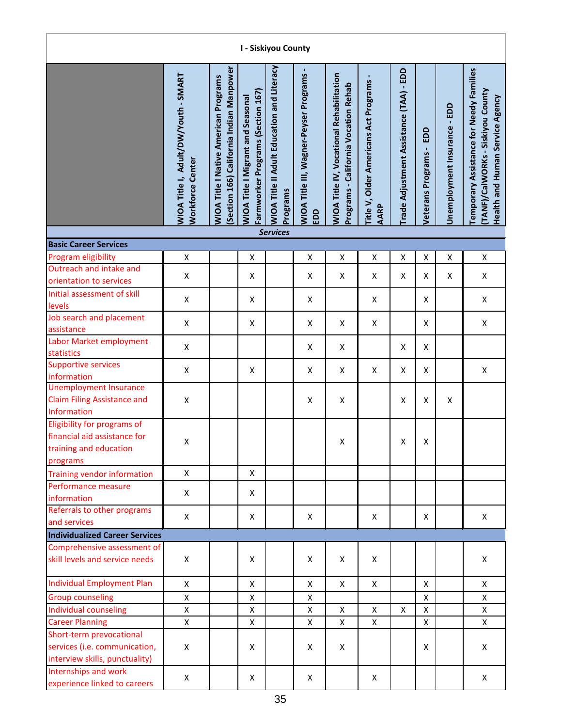| I - Siskiyou County | | | | | | | | | | | |
|---|---|---|---|---|---|---|---|---|---|---|---|
| | WIOA Title I, Adult/DW/Youth - SMART Workforce Center | WIOA Title I Native American Programs (Section 166) California Indian Manpower | WIOA Title I Migrant and Seasonal Farmworker Programs (Section 167) | WIOA Title II Adult Education and Literacy Programs | WIOA Title III, Wagner-Peyser Programs - EDD | WIOA Title IV, Vocational Rehabilitation Programs - California Vocation Rehab | Title V, Older Americans Act Programs - AARP | Trade Adjustment Assistance (TAA) - EDD | Veterans Programs - EDD | Unemployment Insurance - EDD | Temporary Assistance for Needy Families (TANF)/CalWORKs - Siskiyou County Health and Human Service Agency |
| | | | | | ***Services*** | | | | | | |
| **Basic Career Services** | | | | | | | | | | | |
| Program eligibility | X | | X | | X | X | X | X | X | X | X |
| Outreach and intake and orientation to services | X | | X | | X | X | X | X | X | X | X |
| Initial assessment of skill levels | X | | X | | X | | X | | X | | X |
| Job search and placement assistance | X | | X | | X | X | X | | X | | X |
| Labor Market employment statistics | X | | | | X | X | | X | X | | |
| Supportive services information | X | | X | | X | X | X | X | X | | X |
| Unemployment Insurance Claim Filing Assistance and Information | X | | | | X | X | | X | X | X | |
| Eligibility for programs of financial aid assistance for training and education programs | X | | | | | X | | X | X | | |
| Training vendor information | X | | X | | | | | | | | |
| Performance measure information | X | | X | | | | | | | | |
| Referrals to other programs and services | X | | X | | X | | X | | X | | X |
| **Individualized Career Services** | | | | | | | | | | | |
| Comprehensive assessment of skill levels and service needs | X | | X | | X | X | X | | | | X |
| Individual Employment Plan | X | | X | | X | X | X | | X | | X |
| Group counseling | X | | X | | X | | | | X | | X |
| Individual counseling | X | | X | | X | X | X | X | X | | X |
| Career Planning | X | | X | | X | X | X | | X | | X |
| Short-term prevocational services (i.e. communication, interview skills, punctuality) | X | | X | | X | X | | | X | | X |
| Internships and work experience linked to careers | X | | X | | X | | X | | | | X |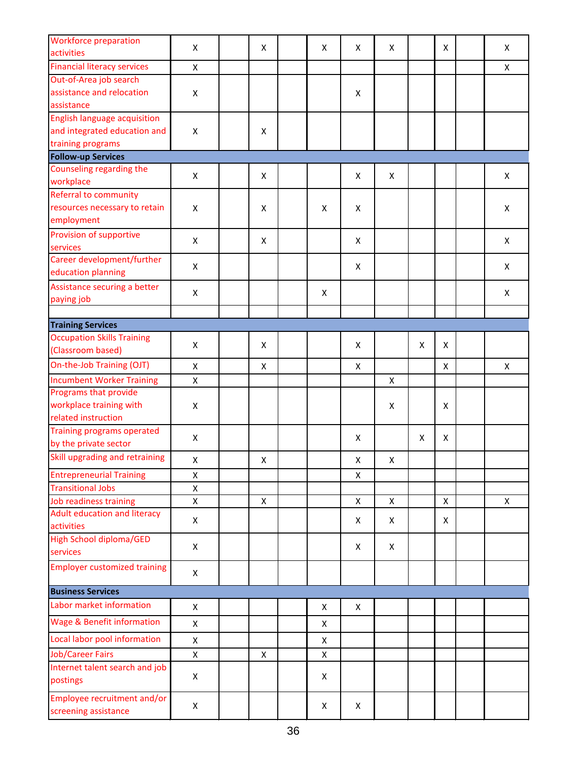| | | | | | | | | | | | |
|---|---|---|---|---|---|---|---|---|---|---|---|
| Workforce preparation activities | X | | X | | X | X | X | | X | | X |
| Financial literacy services | X | | | | | | | | | | X |
| Out-of-Area job search assistance and relocation assistance | X | | | | | X | | | | | |
| English language acquisition and integrated education and training programs | X | | X | | | | | | | | |
| **Follow-up Services** | | | | | | | | | | | |
| Counseling regarding the workplace | X | | X | | | X | X | | | | X |
| Referral to community resources necessary to retain employment | X | | X | | X | X | | | | | X |
| Provision of supportive services | X | | X | | | X | | | | | X |
| Career development/further education planning | X | | | | | X | | | | | X |
| Assistance securing a better paying job | X | | | | X | | | | | | X |
| | | | | | | | | | | | |
| **Training Services** | | | | | | | | | | | |
| Occupation Skills Training (Classroom based) | X | | X | | | X | | X | X | | |
| On-the-Job Training (OJT) | X | | X | | | X | | | X | | X |
| Incumbent Worker Training | X | | | | | | X | | | | |
| Programs that provide workplace training with related instruction | X | | | | | | X | | X | | |
| Training programs operated by the private sector | X | | | | | X | | X | X | | |
| Skill upgrading and retraining | X | | X | | | X | X | | | | |
| Entrepreneurial Training | X | | | | | X | | | | | |
| Transitional Jobs | X | | | | | | | | | | |
| Job readiness training | X | | X | | | X | X | | X | | X |
| Adult education and literacy activities | X | | | | | X | X | | X | | |
| High School diploma/GED services | X | | | | | X | X | | | | |
| Employer customized training | X | | | | | | | | | | |
| **Business Services** | | | | | | | | | | | |
| Labor market information | X | | | | X | X | | | | | |
| Wage & Benefit information | X | | | | X | | | | | | |
| Local labor pool information | X | | | | X | | | | | | |
| Job/Career Fairs | X | | X | | X | | | | | | |
| Internet talent search and job postings | X | | | | X | | | | | | |
| Employee recruitment and/or screening assistance | X | | | | X | X | | | | | |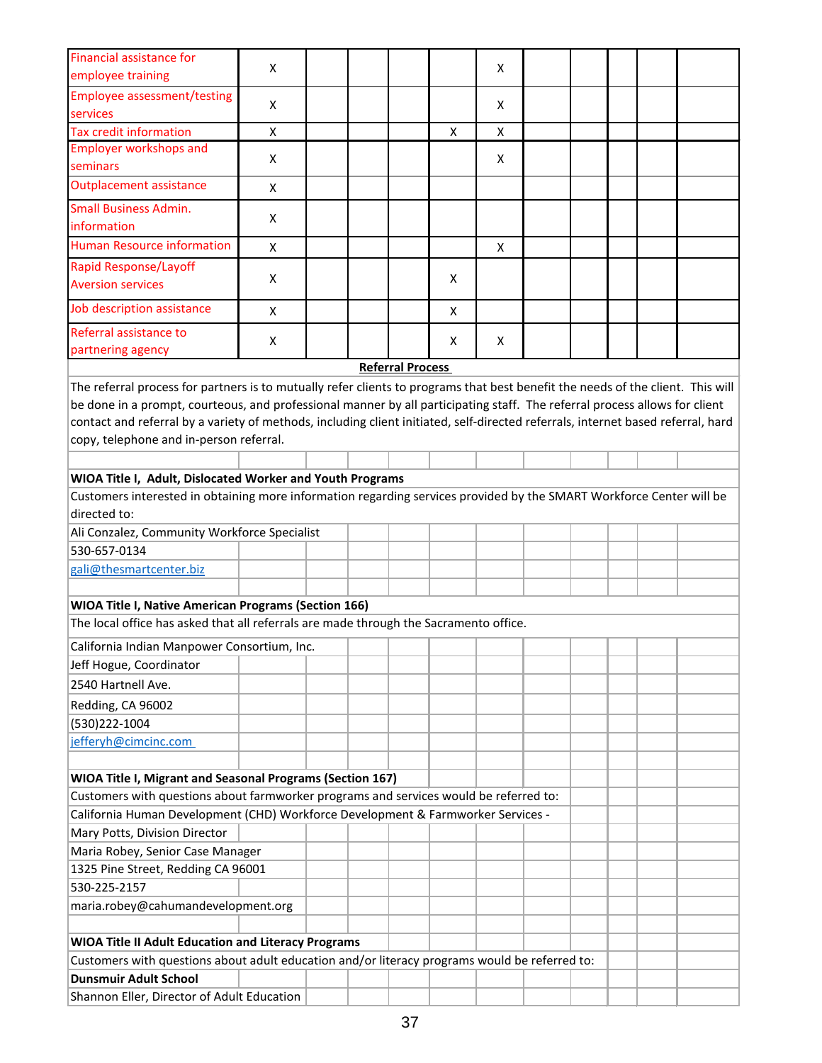| | | | | | | | | | | | |
|---|---|---|---|---|---|---|---|---|---|---|---|
| Financial assistance for employee training | X | | | | | X | | | | | |
| Employee assessment/testing services | X | | | | | X | | | | | |
| Tax credit information | X | | | | X | X | | | | | |
| Employer workshops and seminars | X | | | | | X | | | | | |
| Outplacement assistance | X | | | | | | | | | | |
| Small Business Admin. information | X | | | | | | | | | | |
| Human Resource information | X | | | | | X | | | | | |
| Rapid Response/Layoff Aversion services | X | | | | X | | | | | | |
| Job description assistance | X | | | | X | | | | | | |
| Referral assistance to partnering agency | X | | | | X | X | | | | | |

**Referral Process**

The referral process for partners is to mutually refer clients to programs that best benefit the needs of the client. This will be done in a prompt, courteous, and professional manner by all participating staff. The referral process allows for client contact and referral by a variety of methods, including client initiated, self-directed referrals, internet based referral, hard copy, telephone and in-person referral.

**WIOA Title I, Adult, Dislocated Worker and Youth Programs**

Customers interested in obtaining more information regarding services provided by the SMART Workforce Center will be directed to:

Ali Conzalez, Community Workforce Specialist
530-657-0134
gali@thesmartcenter.biz

**WIOA Title I, Native American Programs (Section 166)**

The local office has asked that all referrals are made through the Sacramento office.

California Indian Manpower Consortium, Inc.
Jeff Hogue, Coordinator
2540 Hartnell Ave.
Redding, CA 96002
(530)222-1004
jefferyh@cimcinc.com

**WIOA Title I, Migrant and Seasonal Programs (Section 167)**

Customers with questions about farmworker programs and services would be referred to:

California Human Development (CHD) Workforce Development & Farmworker Services -
Mary Potts, Division Director
Maria Robey, Senior Case Manager
1325 Pine Street, Redding CA 96001
530-225-2157
maria.robey@cahumandevelopment.org

**WIOA Title II Adult Education and Literacy Programs**

Customers with questions about adult education and/or literacy programs would be referred to:

**Dunsmuir Adult School**
Shannon Eller, Director of Adult Education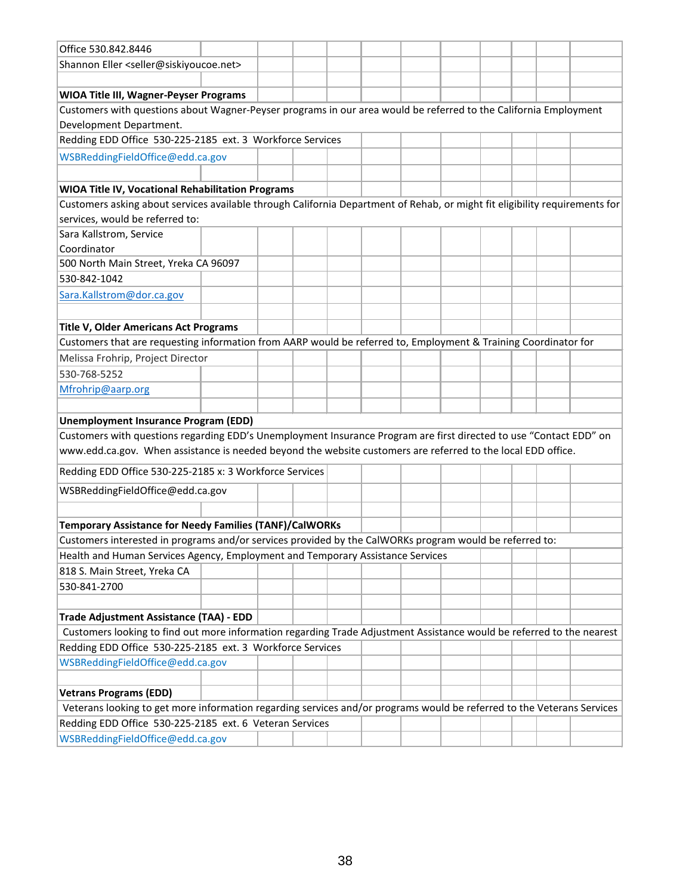Office 530.842.8446

Shannon Eller <seller@siskiyoucoe.net>

**WIOA Title III, Wagner-Peyser Programs**

Customers with questions about Wagner-Peyser programs in our area would be referred to the California Employment Development Department.

Redding EDD Office 530-225-2185 ext. 3 Workforce Services

WSBReddingFieldOffice@edd.ca.gov

**WIOA Title IV, Vocational Rehabilitation Programs**

Customers asking about services available through California Department of Rehab, or might fit eligibility requirements for services, would be referred to:

Sara Kallstrom, Service Coordinator

500 North Main Street, Yreka CA 96097

530-842-1042

Sara.Kallstrom@dor.ca.gov

**Title V, Older Americans Act Programs**

Customers that are requesting information from AARP would be referred to, Employment & Training Coordinator for

Melissa Frohrip, Project Director

530-768-5252

Mfrohrip@aarp.org

**Unemployment Insurance Program (EDD)**

Customers with questions regarding EDD's Unemployment Insurance Program are first directed to use "Contact EDD" on www.edd.ca.gov. When assistance is needed beyond the website customers are referred to the local EDD office.

Redding EDD Office 530-225-2185 x: 3 Workforce Services

WSBReddingFieldOffice@edd.ca.gov

**Temporary Assistance for Needy Families (TANF)/CalWORKs**

Customers interested in programs and/or services provided by the CalWORKs program would be referred to:

Health and Human Services Agency, Employment and Temporary Assistance Services

818 S. Main Street, Yreka CA

530-841-2700

**Trade Adjustment Assistance (TAA) - EDD**

Customers looking to find out more information regarding Trade Adjustment Assistance would be referred to the nearest

Redding EDD Office 530-225-2185 ext. 3 Workforce Services

WSBReddingFieldOffice@edd.ca.gov

**Vetrans Programs (EDD)**

Veterans looking to get more information regarding services and/or programs would be referred to the Veterans Services

Redding EDD Office 530-225-2185 ext. 6 Veteran Services

WSBReddingFieldOffice@edd.ca.gov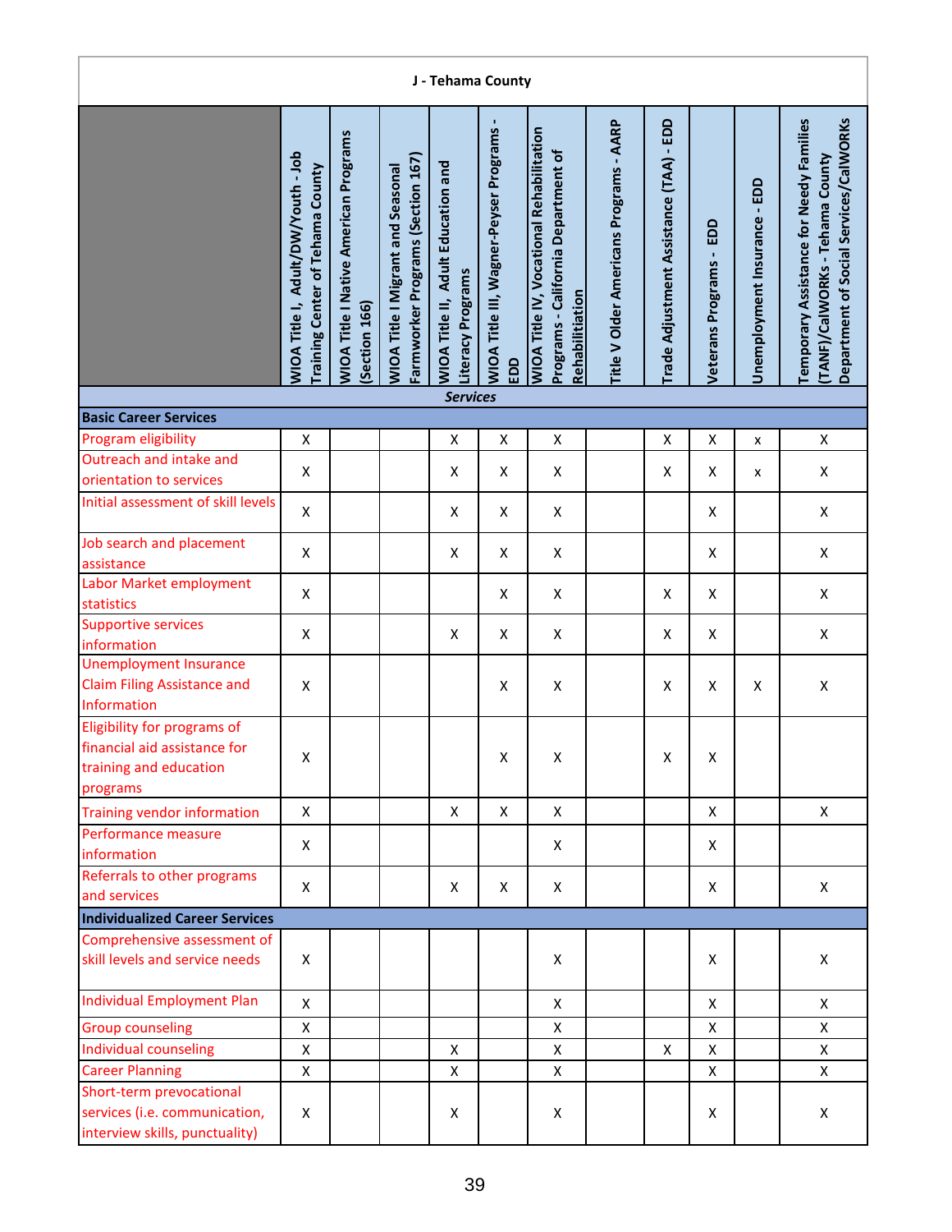**J - Tehama County**

| Services | WIOA Title I, Adult/DW/Youth - Job Training Center of Tehama County | WIOA Title I Native American Programs (Section 166) | WIOA Title I Migrant and Seasonal Farmworker Programs (Section 167) | WIOA Title II, Adult Education and Literacy Programs | WIOA Title III, Wagner-Peyser Programs - EDD | WIOA Title IV, Vocational Rehabilitation Programs - California Department of Rehabilitiation | Title V Older Americans Programs - AARP | Trade Adjustment Assistance (TAA) - EDD | Veterans Programs - EDD | Unemployment Insurance - EDD | Temporary Assistance for Needy Families (TANF)/CalWORKs - Tehama County Department of Social Services/CalWORKs |
|---|---|---|---|---|---|---|---|---|---|---|---|
| **Basic Career Services** | | | | | | | | | | | |
| Program eligibility | X | | | X | X | X | | X | X | x | X |
| Outreach and intake and orientation to services | X | | | X | X | X | | X | X | x | X |
| Initial assessment of skill levels | X | | | X | X | X | | | X | | X |
| Job search and placement assistance | X | | | X | X | X | | | X | | X |
| Labor Market employment statistics | X | | | | X | X | | X | X | | X |
| Supportive services information | X | | | X | X | X | | X | X | | X |
| Unemployment Insurance Claim Filing Assistance and Information | X | | | | X | X | | X | X | X | X |
| Eligibility for programs of financial aid assistance for training and education programs | X | | | | X | X | | X | X | | |
| Training vendor information | X | | | X | X | X | | | X | | X |
| Performance measure information | X | | | | | X | | | X | | |
| Referrals to other programs and services | X | | | X | X | X | | | X | | X |
| **Individualized Career Services** | | | | | | | | | | | |
| Comprehensive assessment of skill levels and service needs | X | | | | | X | | | X | | X |
| Individual Employment Plan | X | | | | | X | | | X | | X |
| Group counseling | X | | | | | X | | | X | | X |
| Individual counseling | X | | | X | | X | | X | X | | X |
| Career Planning | X | | | X | | X | | | X | | X |
| Short-term prevocational services (i.e. communication, interview skills, punctuality) | X | | | X | | X | | | X | | X |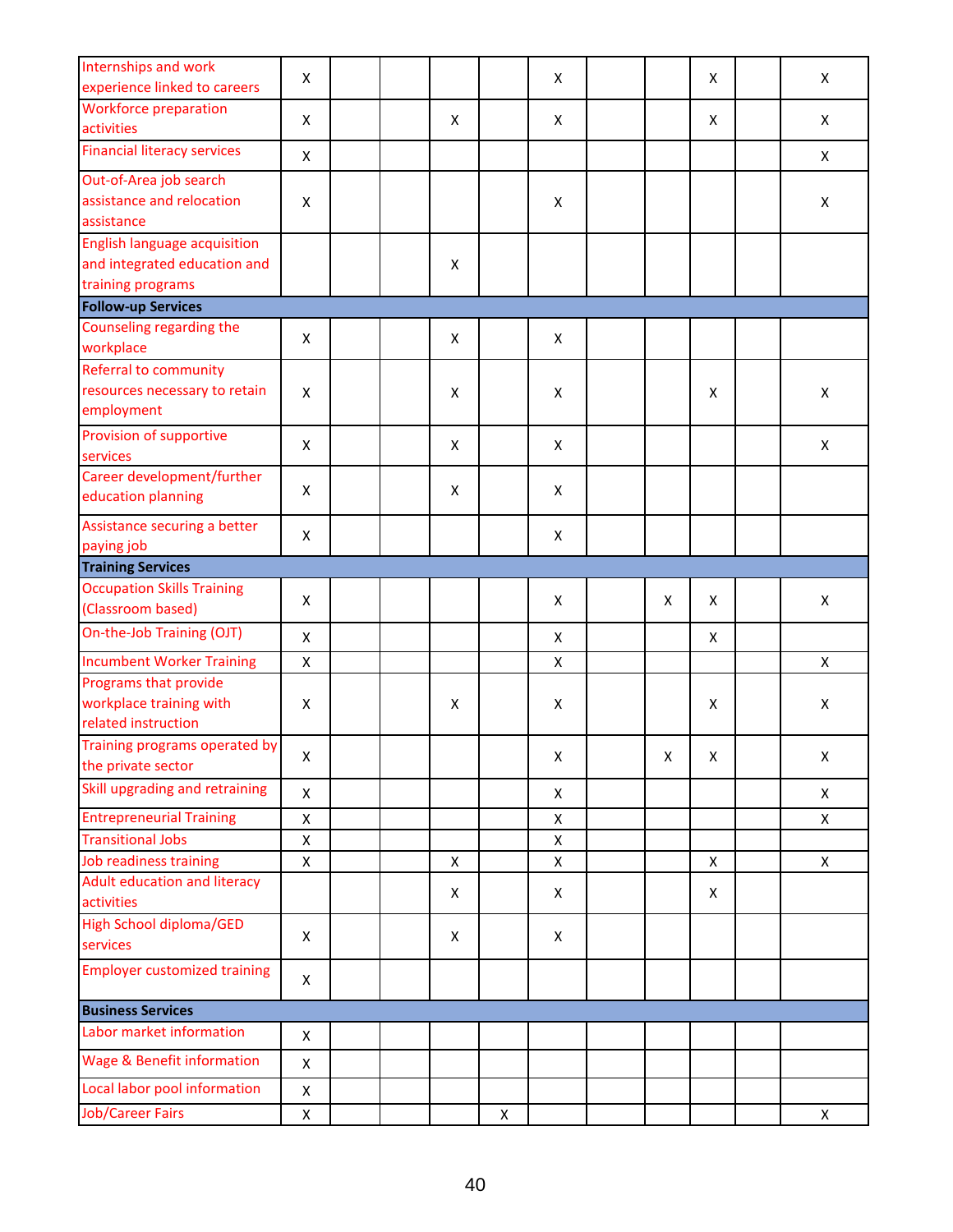| | | | | | | | | | | | |
|---|---|---|---|---|---|---|---|---|---|---|---|
| Internships and work experience linked to careers | X | | | | | X | | | X | | X |
| Workforce preparation activities | X | | | X | | X | | | X | | X |
| Financial literacy services | X | | | | | | | | | | X |
| Out-of-Area job search assistance and relocation assistance | X | | | | | X | | | | | X |
| English language acquisition and integrated education and training programs | | | | X | | | | | | | |
| **Follow-up Services** | | | | | | | | | | | |
| Counseling regarding the workplace | X | | | X | | X | | | | | |
| Referral to community resources necessary to retain employment | X | | | X | | X | | | X | | X |
| Provision of supportive services | X | | | X | | X | | | | | X |
| Career development/further education planning | X | | | X | | X | | | | | |
| Assistance securing a better paying job | X | | | | | X | | | | | |
| **Training Services** | | | | | | | | | | | |
| Occupation Skills Training (Classroom based) | X | | | | | X | | X | X | | X |
| On-the-Job Training (OJT) | X | | | | | X | | | X | | |
| Incumbent Worker Training | X | | | | | X | | | | | X |
| Programs that provide workplace training with related instruction | X | | | X | | X | | | X | | X |
| Training programs operated by the private sector | X | | | | | X | | X | X | | X |
| Skill upgrading and retraining | X | | | | | X | | | | | X |
| Entrepreneurial Training | X | | | | | X | | | | | X |
| Transitional Jobs | X | | | | | X | | | | | |
| Job readiness training | X | | | X | | X | | | X | | X |
| Adult education and literacy activities | | | | X | | X | | | X | | |
| High School diploma/GED services | X | | | X | | X | | | | | |
| Employer customized training | X | | | | | | | | | | |
| **Business Services** | | | | | | | | | | | |
| Labor market information | X | | | | | | | | | | |
| Wage & Benefit information | X | | | | | | | | | | |
| Local labor pool information | X | | | | | | | | | | |
| Job/Career Fairs | X | | | | X | | | | | | X |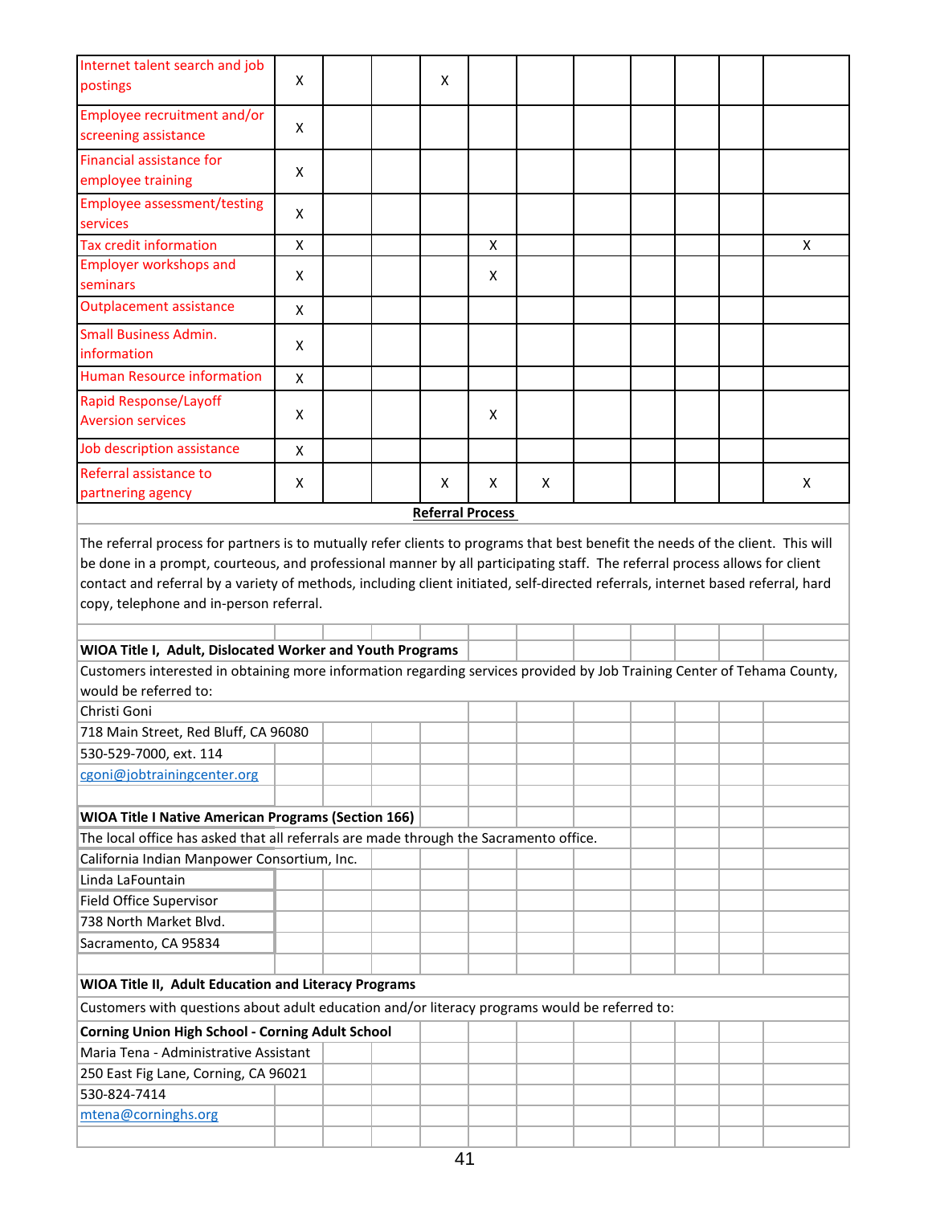| | | | | | | | | | | | |
|---|---|---|---|---|---|---|---|---|---|---|---|
| Internet talent search and job postings | X | | | X | | | | | | | |
| Employee recruitment and/or screening assistance | X | | | | | | | | | | |
| Financial assistance for employee training | X | | | | | | | | | | |
| Employee assessment/testing services | X | | | | | | | | | | |
| Tax credit information | X | | | | X | | | | | | X |
| Employer workshops and seminars | X | | | | X | | | | | | |
| Outplacement assistance | X | | | | | | | | | | |
| Small Business Admin. information | X | | | | | | | | | | |
| Human Resource information | X | | | | | | | | | | |
| Rapid Response/Layoff Aversion services | X | | | | X | | | | | | |
| Job description assistance | X | | | | | | | | | | |
| Referral assistance to partnering agency | X | | | X | X | X | | | | | X |

**Referral Process**

The referral process for partners is to mutually refer clients to programs that best benefit the needs of the client. This will be done in a prompt, courteous, and professional manner by all participating staff. The referral process allows for client contact and referral by a variety of methods, including client initiated, self-directed referrals, internet based referral, hard copy, telephone and in-person referral.

**WIOA Title I, Adult, Dislocated Worker and Youth Programs**

Customers interested in obtaining more information regarding services provided by Job Training Center of Tehama County, would be referred to:

Christi Goni
718 Main Street, Red Bluff, CA 96080
530-529-7000, ext. 114
cgoni@jobtrainingcenter.org

**WIOA Title I Native American Programs (Section 166)**

The local office has asked that all referrals are made through the Sacramento office.

California Indian Manpower Consortium, Inc.
Linda LaFountain
Field Office Supervisor
738 North Market Blvd.
Sacramento, CA 95834

**WIOA Title II, Adult Education and Literacy Programs**

Customers with questions about adult education and/or literacy programs would be referred to:

**Corning Union High School - Corning Adult School**
Maria Tena - Administrative Assistant
250 East Fig Lane, Corning, CA 96021
530-824-7414
mtena@corninghs.org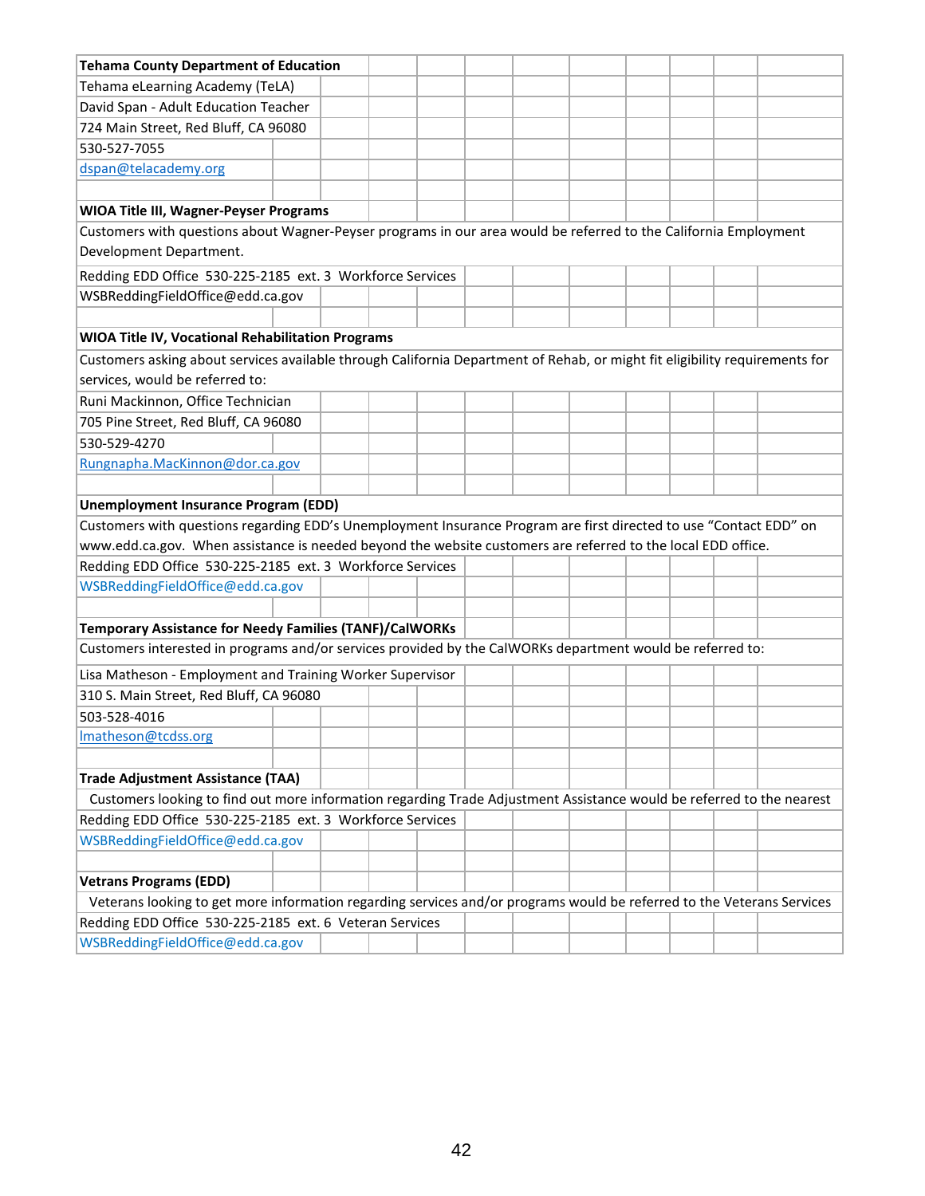**Tehama County Department of Education**

Tehama eLearning Academy (TeLA)

David Span - Adult Education Teacher

724 Main Street, Red Bluff, CA 96080

530-527-7055

dspan@telacademy.org

**WIOA Title III, Wagner-Peyser Programs**

Customers with questions about Wagner-Peyser programs in our area would be referred to the California Employment Development Department.

Redding EDD Office 530-225-2185 ext. 3 Workforce Services

WSBReddingFieldOffice@edd.ca.gov

**WIOA Title IV, Vocational Rehabilitation Programs**

Customers asking about services available through California Department of Rehab, or might fit eligibility requirements for services, would be referred to:

Runi Mackinnon, Office Technician

705 Pine Street, Red Bluff, CA 96080

530-529-4270

Rungnapha.MacKinnon@dor.ca.gov

**Unemployment Insurance Program (EDD)**

Customers with questions regarding EDD's Unemployment Insurance Program are first directed to use "Contact EDD" on www.edd.ca.gov. When assistance is needed beyond the website customers are referred to the local EDD office.

Redding EDD Office 530-225-2185 ext. 3 Workforce Services

WSBReddingFieldOffice@edd.ca.gov

**Temporary Assistance for Needy Families (TANF)/CalWORKs**

Customers interested in programs and/or services provided by the CalWORKs department would be referred to:

Lisa Matheson - Employment and Training Worker Supervisor

310 S. Main Street, Red Bluff, CA 96080

503-528-4016

lmatheson@tcdss.org

**Trade Adjustment Assistance (TAA)**

Customers looking to find out more information regarding Trade Adjustment Assistance would be referred to the nearest

Redding EDD Office 530-225-2185 ext. 3 Workforce Services

WSBReddingFieldOffice@edd.ca.gov

**Vetrans Programs (EDD)**

Veterans looking to get more information regarding services and/or programs would be referred to the Veterans Services

Redding EDD Office 530-225-2185 ext. 6 Veteran Services

WSBReddingFieldOffice@edd.ca.gov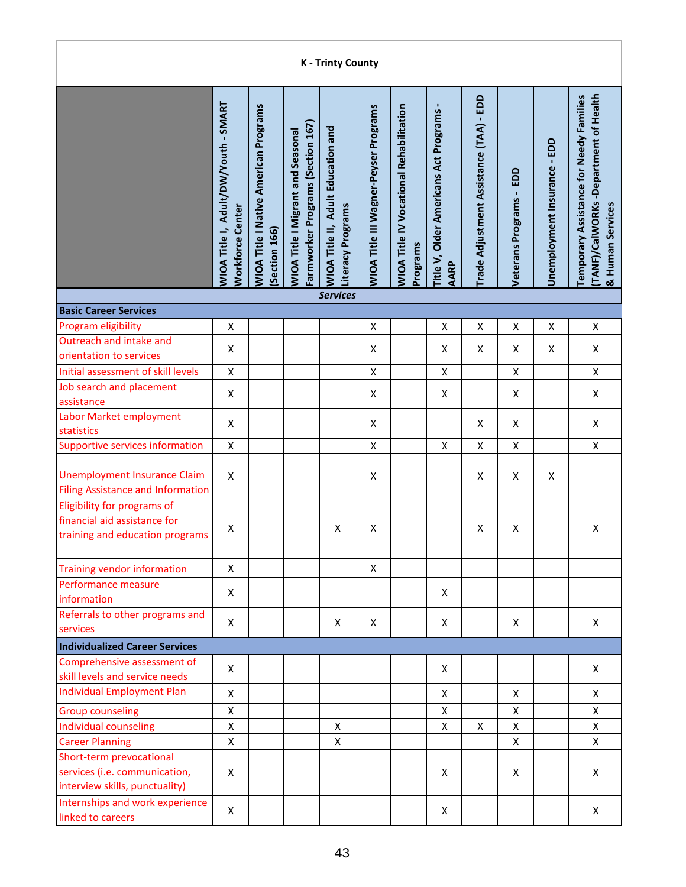**K - Trinty County**

| | WIOA Title I, Adult/DW/Youth - SMART Workforce Center | WIOA Title I Native American Programs (Section 166) | WIOA Title I Migrant and Seasonal Farmworker Programs (Section 167) | WIOA Title II, Adult Education and Literacy Programs | WIOA Title III Wagner-Peyser Programs | WIOA Title IV Vocational Rehabilitation Programs | Title V, Older Americans Act Programs - AARP | Trade Adjustment Assistance (TAA) - EDD | Veterans Programs - EDD | Unemployment Insurance - EDD | Temporary Assistance for Needy Families (TANF)/CalWORKS -Department of Health & Human Services |
|---|---|---|---|---|---|---|---|---|---|---|---|
| | | | | | ***Services*** | | | | | | |
| **Basic Career Services** | | | | | | | | | | | |
| Program eligibility | X | | | | X | | X | X | X | X | X |
| Outreach and intake and orientation to services | X | | | | X | | X | X | X | X | X |
| Initial assessment of skill levels | X | | | | X | | X | | X | | X |
| Job search and placement assistance | X | | | | X | | X | | X | | X |
| Labor Market employment statistics | X | | | | X | | | X | X | | X |
| Supportive services information | X | | | | X | | X | X | X | | X |
| Unemployment Insurance Claim Filing Assistance and Information | X | | | | X | | | X | X | X | |
| Eligibility for programs of financial aid assistance for training and education programs | X | | | X | X | | | X | X | | X |
| Training vendor information | X | | | | X | | | | | | |
| Performance measure information | X | | | | | | X | | | | |
| Referrals to other programs and services | X | | | X | X | | X | | X | | X |
| **Individualized Career Services** | | | | | | | | | | | |
| Comprehensive assessment of skill levels and service needs | X | | | | | | X | | | | X |
| Individual Employment Plan | X | | | | | | X | | X | | X |
| Group counseling | X | | | | | | X | | X | | X |
| Individual counseling | X | | | X | | | X | X | X | | X |
| Career Planning | X | | | X | | | | | X | | X |
| Short-term prevocational services (i.e. communication, interview skills, punctuality) | X | | | | | | X | | X | | X |
| Internships and work experience linked to careers | X | | | | | | X | | | | X |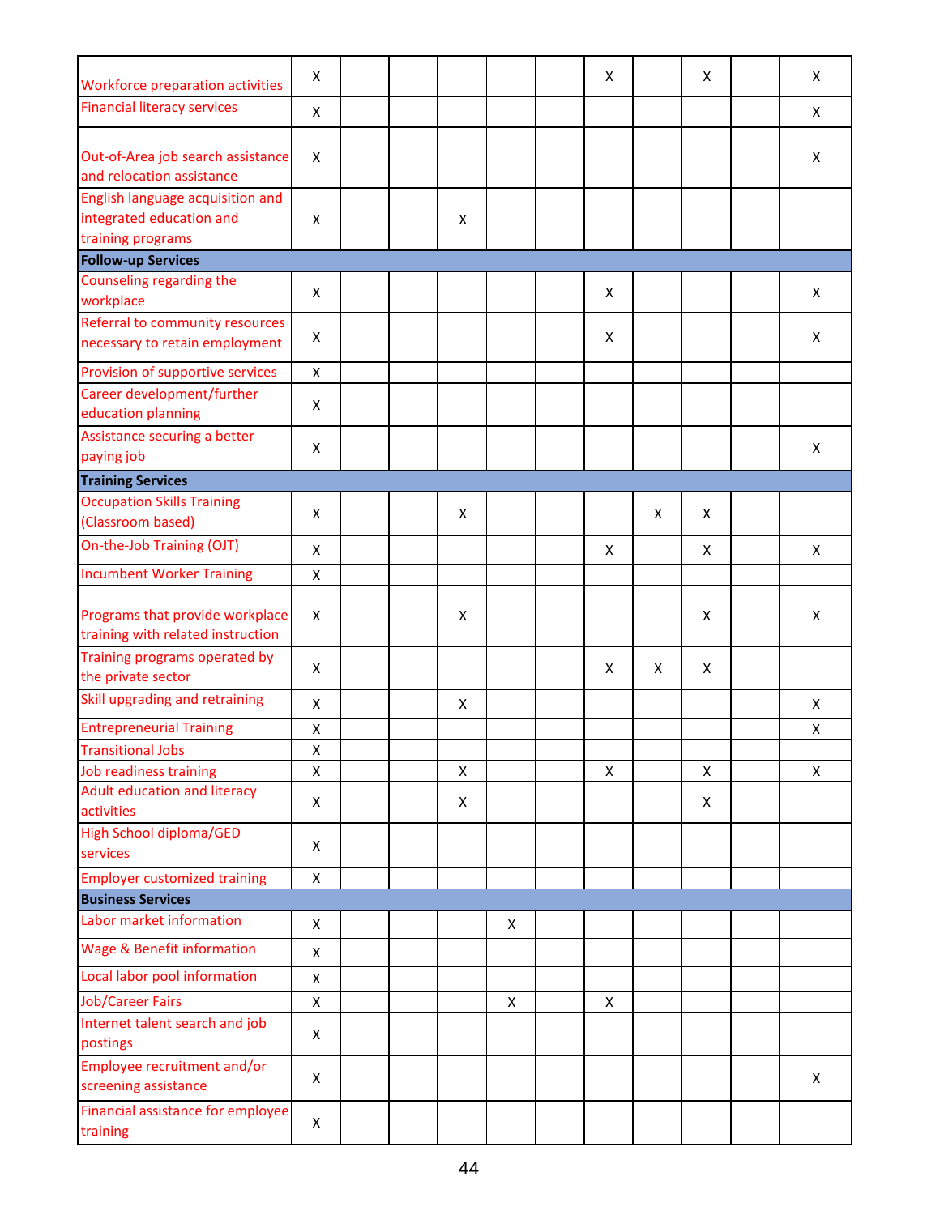| | | | | | | | | | | | |
|---|---|---|---|---|---|---|---|---|---|---|---|
| Workforce preparation activities | X | | | | | | X | | X | | X |
| Financial literacy services | X | | | | | | | | | | X |
| Out-of-Area job search assistance and relocation assistance | X | | | | | | | | | | X |
| English language acquisition and integrated education and training programs | X | | | X | | | | | | | |
| **Follow-up Services** | | | | | | | | | | | |
| Counseling regarding the workplace | X | | | | | | X | | | | X |
| Referral to community resources necessary to retain employment | X | | | | | | X | | | | X |
| Provision of supportive services | X | | | | | | | | | | |
| Career development/further education planning | X | | | | | | | | | | |
| Assistance securing a better paying job | X | | | | | | | | | | X |
| **Training Services** | | | | | | | | | | | |
| Occupation Skills Training (Classroom based) | X | | | X | | | | X | X | | |
| On-the-Job Training (OJT) | X | | | | | | X | | X | | X |
| Incumbent Worker Training | X | | | | | | | | | | |
| Programs that provide workplace training with related instruction | X | | | X | | | | | X | | X |
| Training programs operated by the private sector | X | | | | | | X | X | X | | |
| Skill upgrading and retraining | X | | | X | | | | | | | X |
| Entrepreneurial Training | X | | | | | | | | | | X |
| Transitional Jobs | X | | | | | | | | | | |
| Job readiness training | X | | | X | | | X | | X | | X |
| Adult education and literacy activities | X | | | X | | | | | X | | |
| High School diploma/GED services | X | | | | | | | | | | |
| Employer customized training | X | | | | | | | | | | |
| **Business Services** | | | | | | | | | | | |
| Labor market information | X | | | | X | | | | | | |
| Wage & Benefit information | X | | | | | | | | | | |
| Local labor pool information | X | | | | | | | | | | |
| Job/Career Fairs | X | | | | X | | X | | | | |
| Internet talent search and job postings | X | | | | | | | | | | |
| Employee recruitment and/or screening assistance | X | | | | | | | | | | X |
| Financial assistance for employee training | X | | | | | | | | | | |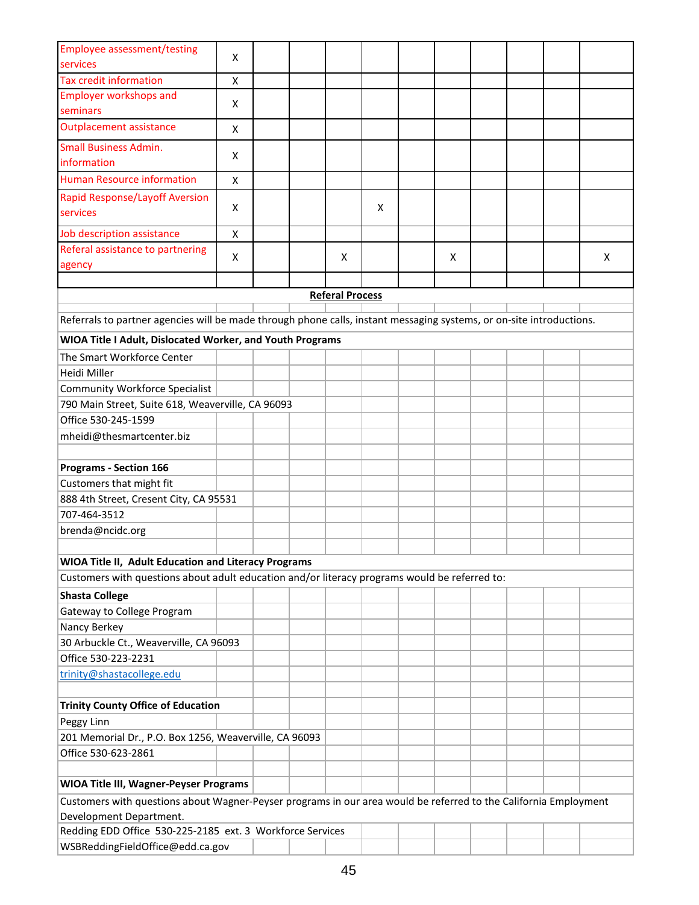| | | | | | | | | | | | |
|---|---|---|---|---|---|---|---|---|---|---|---|
| Employee assessment/testing services | X | | | | | | | | | | |
| Tax credit information | X | | | | | | | | | | |
| Employer workshops and seminars | X | | | | | | | | | | |
| Outplacement assistance | X | | | | | | | | | | |
| Small Business Admin. information | X | | | | | | | | | | |
| Human Resource information | X | | | | | | | | | | |
| Rapid Response/Layoff Aversion services | X | | | | X | | | | | | |
| Job description assistance | X | | | | | | | | | | |
| Referal assistance to partnering agency | X | | | X | | | X | | | | X |
| | | | | | | | | | | | |

**Referal Process**

Referrals to partner agencies will be made through phone calls, instant messaging systems, or on-site introductions.

**WIOA Title I Adult, Dislocated Worker, and Youth Programs**

The Smart Workforce Center
Heidi Miller
Community Workforce Specialist
790 Main Street, Suite 618, Weaverville, CA 96093
Office 530-245-1599
mheidi@thesmartcenter.biz

**Programs - Section 166**

Customers that might fit
888 4th Street, Cresent City, CA 95531
707-464-3512
brenda@ncidc.org

**WIOA Title II, Adult Education and Literacy Programs**

Customers with questions about adult education and/or literacy programs would be referred to:

**Shasta College**
Gateway to College Program
Nancy Berkey
30 Arbuckle Ct., Weaverville, CA 96093
Office 530-223-2231
trinity@shastacollege.edu

**Trinity County Office of Education**
Peggy Linn
201 Memorial Dr., P.O. Box 1256, Weaverville, CA 96093
Office 530-623-2861

**WIOA Title III, Wagner-Peyser Programs**

Customers with questions about Wagner-Peyser programs in our area would be referred to the California Employment Development Department.
Redding EDD Office 530-225-2185 ext. 3 Workforce Services
WSBReddingFieldOffice@edd.ca.gov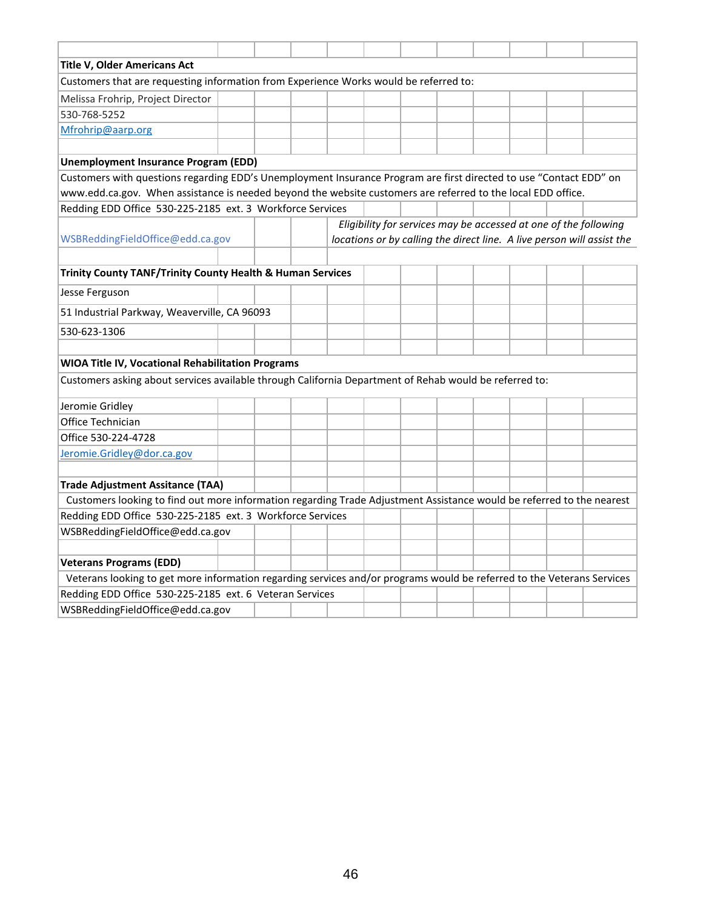**Title V, Older Americans Act**

Customers that are requesting information from Experience Works would be referred to:

Melissa Frohrip, Project Director
530-768-5252
Mfrohrip@aarp.org

**Unemployment Insurance Program (EDD)**

Customers with questions regarding EDD's Unemployment Insurance Program are first directed to use "Contact EDD" on www.edd.ca.gov. When assistance is needed beyond the website customers are referred to the local EDD office.

Redding EDD Office 530-225-2185 ext. 3 Workforce Services
WSBReddingFieldOffice@edd.ca.gov

*Eligibility for services may be accessed at one of the following locations or by calling the direct line. A live person will assist the*

**Trinity County TANF/Trinity County Health & Human Services**

Jesse Ferguson
51 Industrial Parkway, Weaverville, CA 96093
530-623-1306

**WIOA Title IV, Vocational Rehabilitation Programs**

Customers asking about services available through California Department of Rehab would be referred to:

Jeromie Gridley
Office Technician
Office 530-224-4728
Jeromie.Gridley@dor.ca.gov

**Trade Adjustment Assitance (TAA)**

Customers looking to find out more information regarding Trade Adjustment Assistance would be referred to the nearest

Redding EDD Office 530-225-2185 ext. 3 Workforce Services
WSBReddingFieldOffice@edd.ca.gov

**Veterans Programs (EDD)**

Veterans looking to get more information regarding services and/or programs would be referred to the Veterans Services

Redding EDD Office 530-225-2185 ext. 6 Veteran Services
WSBReddingFieldOffice@edd.ca.gov